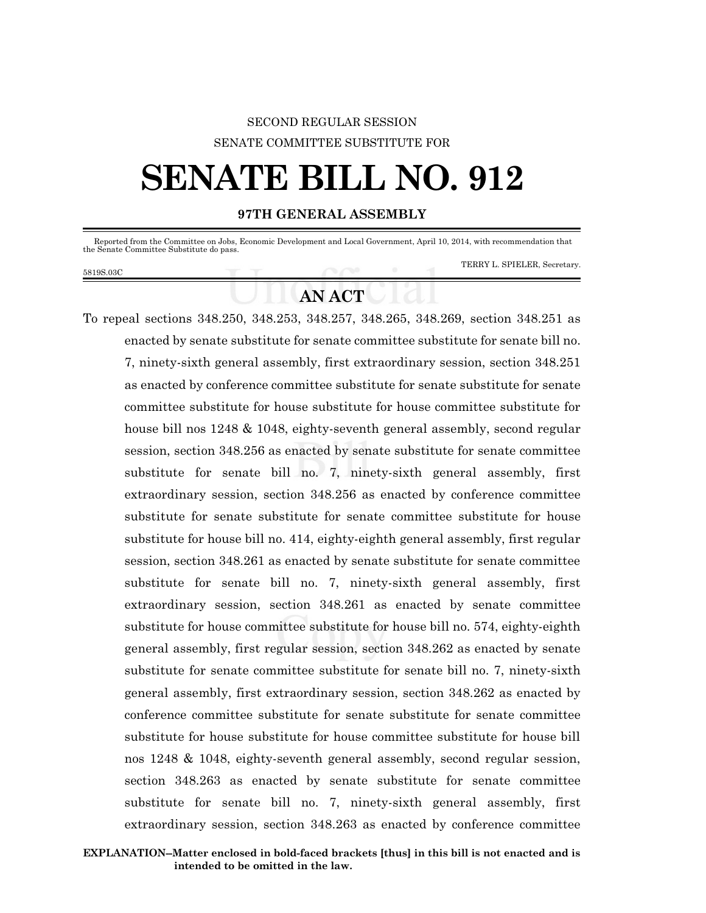SECOND REGULAR SESSION

SENATE COMMITTEE SUBSTITUTE FOR

# SENATE BILL NO. 912

**97TH GENERAL ASSEMBLY**

Reported from the Committee on Jobs, Economic Development and Local Government, April 10, 2014, with recommendation that the Senate Committee Substitute do pass.

TERRY L. SPIELER, Secretary.

5819S.03C

## AN ACT

To repeal sections 348.250, 348.253, 348.257, 348.265, 348.269, section 348.251 as enacted by senate substitute for senate committee substitute for senate bill no. 7, ninety-sixth general assembly, first extraordinary session, section 348.251 as enacted by conference committee substitute for senate substitute for senate committee substitute for house substitute for house committee substitute for house bill nos 1248 & 1048, eighty-seventh general assembly, second regular session, section 348.256 as enacted by senate substitute for senate committee substitute for senate bill no. 7, ninety-sixth general assembly, first extraordinary session, section 348.256 as enacted by conference committee substitute for senate substitute for senate committee substitute for house substitute for house bill no. 414, eighty-eighth general assembly, first regular session, section 348.261 as enacted by senate substitute for senate committee substitute for senate bill no. 7, ninety-sixth general assembly, first extraordinary session, section 348.261 as enacted by senate committee substitute for house committee substitute for house bill no. 574, eighty-eighth general assembly, first regular session, section 348.262 as enacted by senate substitute for senate committee substitute for senate bill no. 7, ninety-sixth general assembly, first extraordinary session, section 348.262 as enacted by conference committee substitute for senate substitute for senate committee substitute for house substitute for house committee substitute for house bill nos 1248 & 1048, eighty-seventh general assembly, second regular session, section 348.263 as enacted by senate substitute for senate committee substitute for senate bill no. 7, ninety-sixth general assembly, first extraordinary session, section 348.263 as enacted by conference committee

**EXPLANATION–Matter enclosed in bold-faced brackets [thus] in this bill is not enacted and is intended to be omitted in the law.**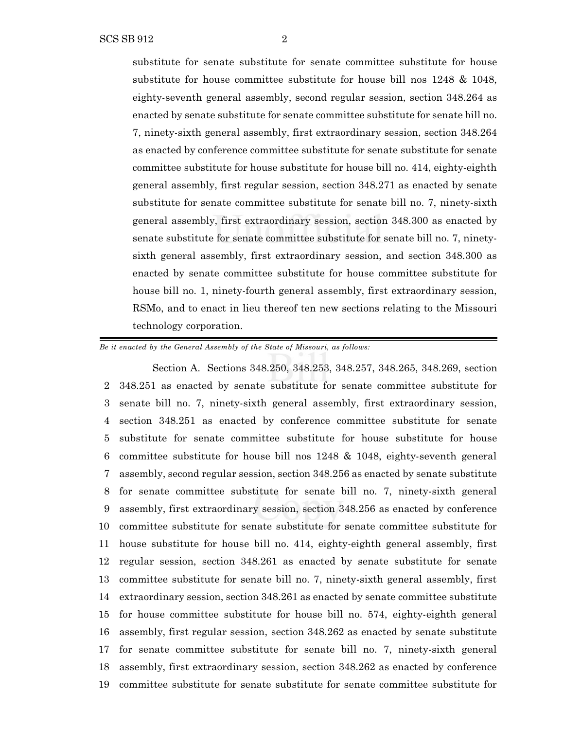substitute for senate substitute for senate committee substitute for house substitute for house committee substitute for house bill nos 1248 & 1048, eighty-seventh general assembly, second regular session, section 348.264 as enacted by senate substitute for senate committee substitute for senate bill no. 7, ninety-sixth general assembly, first extraordinary session, section 348.264 as enacted by conference committee substitute for senate substitute for senate committee substitute for house substitute for house bill no. 414, eighty-eighth general assembly, first regular session, section 348.271 as enacted by senate substitute for senate committee substitute for senate bill no. 7, ninety-sixth general assembly, first extraordinary session, section 348.300 as enacted by senate substitute for senate committee substitute for senate bill no. 7, ninety-sixth general assembly, first extraordinary session, and section 348.300 as enacted by senate committee substitute for house committee substitute for house bill no. 1, ninety-fourth general assembly, first extraordinary session, RSMo, and to enact in lieu thereof ten new sections relating to the Missouri technology corporation.

---

*Be it enacted by the General Assembly of the State of Missouri, as follows:*

Section A. Sections 348.250, 348.253, 348.257, 348.265, 348.269, section 348.251 as enacted by senate substitute for senate committee substitute for senate bill no. 7, ninety-sixth general assembly, first extraordinary session, section 348.251 as enacted by conference committee substitute for senate substitute for senate committee substitute for house substitute for house committee substitute for house bill nos 1248 & 1048, eighty-seventh general assembly, second regular session, section 348.256 as enacted by senate substitute for senate committee substitute for senate bill no. 7, ninety-sixth general assembly, first extraordinary session, section 348.256 as enacted by conference committee substitute for senate substitute for senate committee substitute for house substitute for house bill no. 414, eighty-eighth general assembly, first regular session, section 348.261 as enacted by senate substitute for senate committee substitute for senate bill no. 7, ninety-sixth general assembly, first extraordinary session, section 348.261 as enacted by senate committee substitute for house committee substitute for house bill no. 574, eighty-eighth general assembly, first regular session, section 348.262 as enacted by senate substitute for senate committee substitute for senate bill no. 7, ninety-sixth general assembly, first extraordinary session, section 348.262 as enacted by conference committee substitute for senate substitute for senate committee substitute for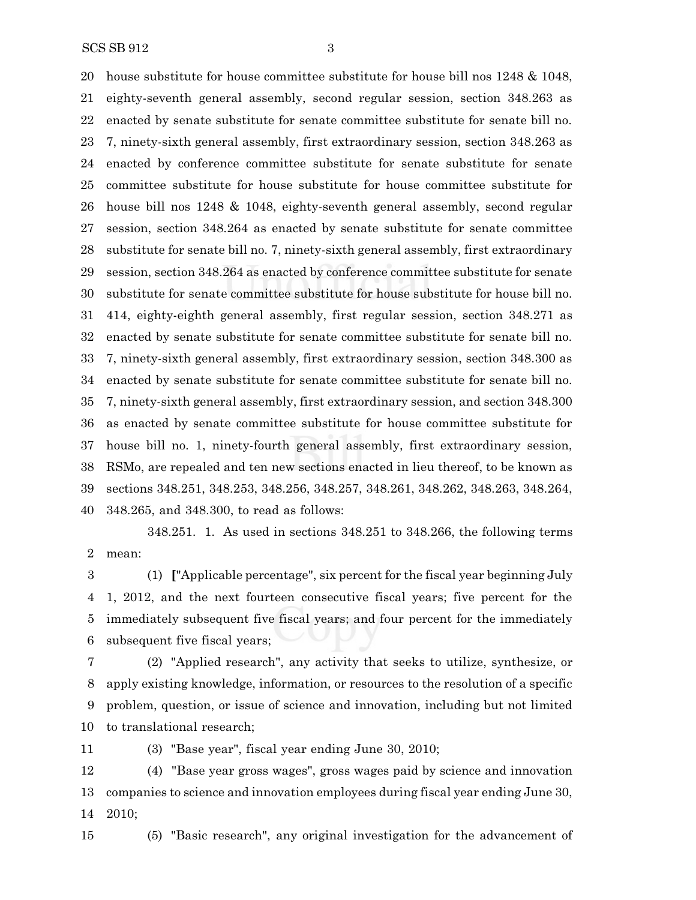house substitute for house committee substitute for house bill nos 1248 & 1048, eighty-seventh general assembly, second regular session, section 348.263 as enacted by senate substitute for senate committee substitute for senate bill no. 7, ninety-sixth general assembly, first extraordinary session, section 348.263 as enacted by conference committee substitute for senate substitute for senate committee substitute for house substitute for house committee substitute for house bill nos 1248 & 1048, eighty-seventh general assembly, second regular session, section 348.264 as enacted by senate substitute for senate committee substitute for senate bill no. 7, ninety-sixth general assembly, first extraordinary session, section 348.264 as enacted by conference committee substitute for senate substitute for senate committee substitute for house substitute for house bill no. 414, eighty-eighth general assembly, first regular session, section 348.271 as enacted by senate substitute for senate committee substitute for senate bill no. 7, ninety-sixth general assembly, first extraordinary session, section 348.300 as enacted by senate substitute for senate committee substitute for senate bill no. 7, ninety-sixth general assembly, first extraordinary session, and section 348.300 as enacted by senate committee substitute for house committee substitute for house bill no. 1, ninety-fourth general assembly, first extraordinary session, RSMo, are repealed and ten new sections enacted in lieu thereof, to be known as sections 348.251, 348.253, 348.256, 348.257, 348.261, 348.262, 348.263, 348.264, 348.265, and 348.300, to read as follows:

348.251. 1. As used in sections 348.251 to 348.266, the following terms mean:

(1) **[**"Applicable percentage", six percent for the fiscal year beginning July 1, 2012, and the next fourteen consecutive fiscal years; five percent for the immediately subsequent five fiscal years; and four percent for the immediately subsequent five fiscal years;

(2) "Applied research", any activity that seeks to utilize, synthesize, or apply existing knowledge, information, or resources to the resolution of a specific problem, question, or issue of science and innovation, including but not limited to translational research;

(3) "Base year", fiscal year ending June 30, 2010;

(4) "Base year gross wages", gross wages paid by science and innovation companies to science and innovation employees during fiscal year ending June 30, 2010;

(5) "Basic research", any original investigation for the advancement of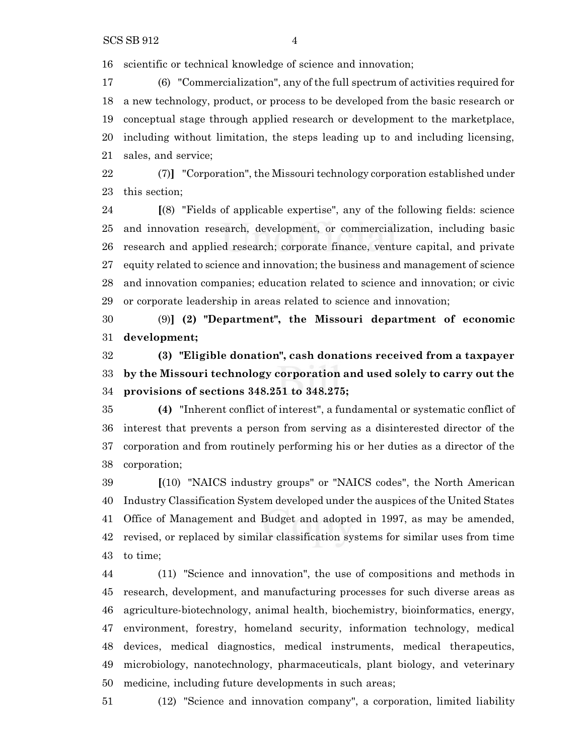16 scientific or technical knowledge of science and innovation;

17 (6) "Commercialization", any of the full spectrum of activities required for 18 a new technology, product, or process to be developed from the basic research or 19 conceptual stage through applied research or development to the marketplace, 20 including without limitation, the steps leading up to and including licensing, 21 sales, and service;

22 (7)**]** "Corporation", the Missouri technology corporation established under 23 this section;

24 **[**(8) "Fields of applicable expertise", any of the following fields: science 25 and innovation research, development, or commercialization, including basic 26 research and applied research; corporate finance, venture capital, and private 27 equity related to science and innovation; the business and management of science 28 and innovation companies; education related to science and innovation; or civic 29 or corporate leadership in areas related to science and innovation;

30 (9)**] (2) "Department", the Missouri department of economic 31 development;**

32 **(3) "Eligible donation", cash donations received from a taxpayer 33 by the Missouri technology corporation and used solely to carry out the 34 provisions of sections 348.251 to 348.275;**

35 **(4)** "Inherent conflict of interest", a fundamental or systematic conflict of 36 interest that prevents a person from serving as a disinterested director of the 37 corporation and from routinely performing his or her duties as a director of the 38 corporation;

39 **[**(10) "NAICS industry groups" or "NAICS codes", the North American 40 Industry Classification System developed under the auspices of the United States 41 Office of Management and Budget and adopted in 1997, as may be amended, 42 revised, or replaced by similar classification systems for similar uses from time 43 to time;

44 (11) "Science and innovation", the use of compositions and methods in 45 research, development, and manufacturing processes for such diverse areas as 46 agriculture-biotechnology, animal health, biochemistry, bioinformatics, energy, 47 environment, forestry, homeland security, information technology, medical 48 devices, medical diagnostics, medical instruments, medical therapeutics, 49 microbiology, nanotechnology, pharmaceuticals, plant biology, and veterinary 50 medicine, including future developments in such areas;

51 (12) "Science and innovation company", a corporation, limited liability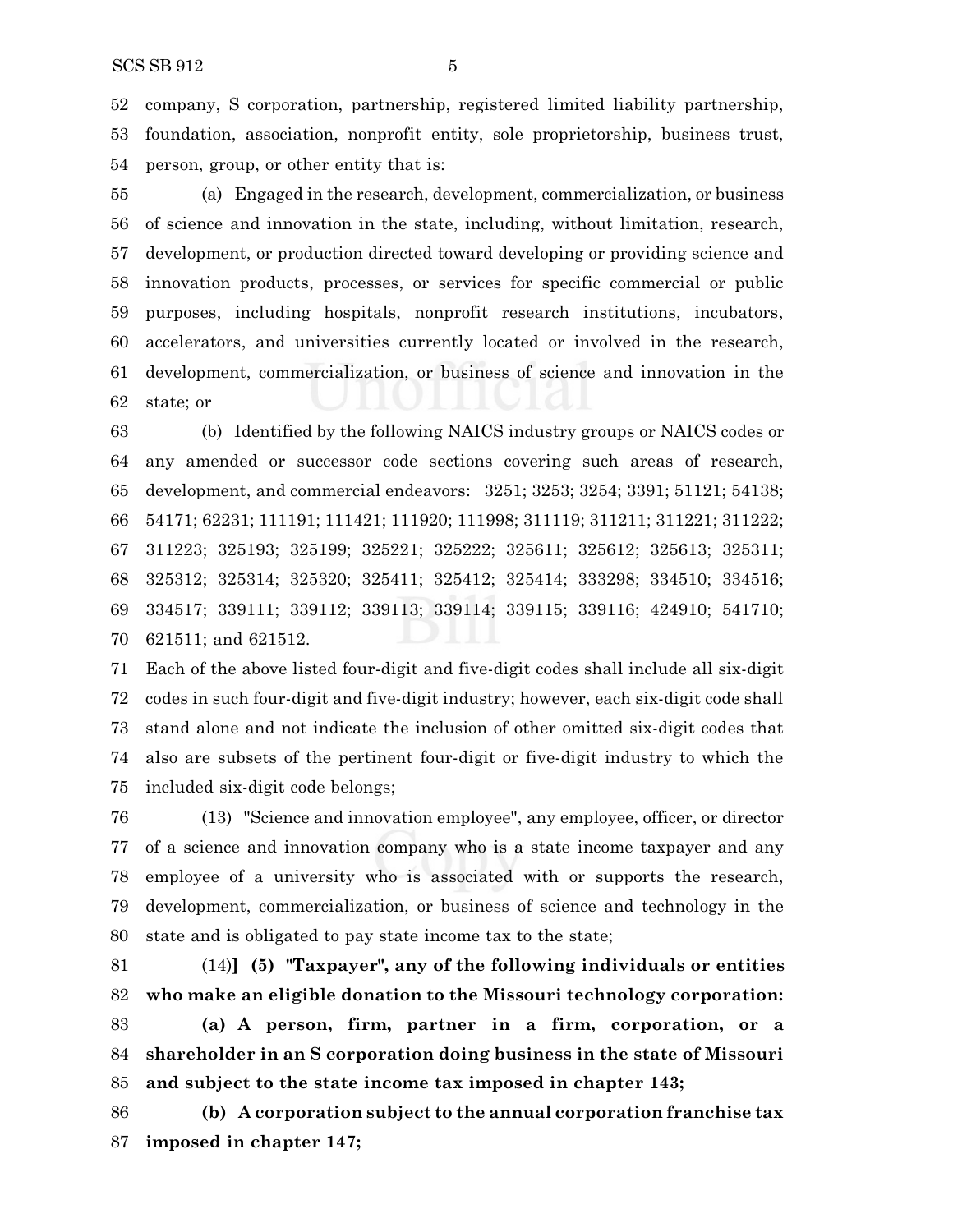52 company, S corporation, partnership, registered limited liability partnership, 53 foundation, association, nonprofit entity, sole proprietorship, business trust, 54 person, group, or other entity that is:

55 (a) Engaged in the research, development, commercialization, or business 56 of science and innovation in the state, including, without limitation, research, 57 development, or production directed toward developing or providing science and 58 innovation products, processes, or services for specific commercial or public 59 purposes, including hospitals, nonprofit research institutions, incubators, 60 accelerators, and universities currently located or involved in the research, 61 development, commercialization, or business of science and innovation in the 62 state; or

63 (b) Identified by the following NAICS industry groups or NAICS codes or 64 any amended or successor code sections covering such areas of research, 65 development, and commercial endeavors: 3251; 3253; 3254; 3391; 51121; 54138; 66 54171; 62231; 111191; 111421; 111920; 111998; 311119; 311211; 311221; 311222; 67 311223; 325193; 325199; 325221; 325222; 325611; 325612; 325613; 325311; 68 325312; 325314; 325320; 325411; 325412; 325414; 333298; 334510; 334516; 69 334517; 339111; 339112; 339113; 339114; 339115; 339116; 424910; 541710; 70 621511; and 621512.

71 Each of the above listed four-digit and five-digit codes shall include all six-digit 72 codes in such four-digit and five-digit industry; however, each six-digit code shall 73 stand alone and not indicate the inclusion of other omitted six-digit codes that 74 also are subsets of the pertinent four-digit or five-digit industry to which the 75 included six-digit code belongs;

76 (13) "Science and innovation employee", any employee, officer, or director 77 of a science and innovation company who is a state income taxpayer and any 78 employee of a university who is associated with or supports the research, 79 development, commercialization, or business of science and technology in the 80 state and is obligated to pay state income tax to the state;

81 (14)**] (5) "Taxpayer", any of the following individuals or entities 82 who make an eligible donation to the Missouri technology corporation:**

83 **(a) A person, firm, partner in a firm, corporation, or a 84 shareholder in an S corporation doing business in the state of Missouri 85 and subject to the state income tax imposed in chapter 143;**

86 **(b) A corporation subject to the annual corporation franchise tax 87 imposed in chapter 147;**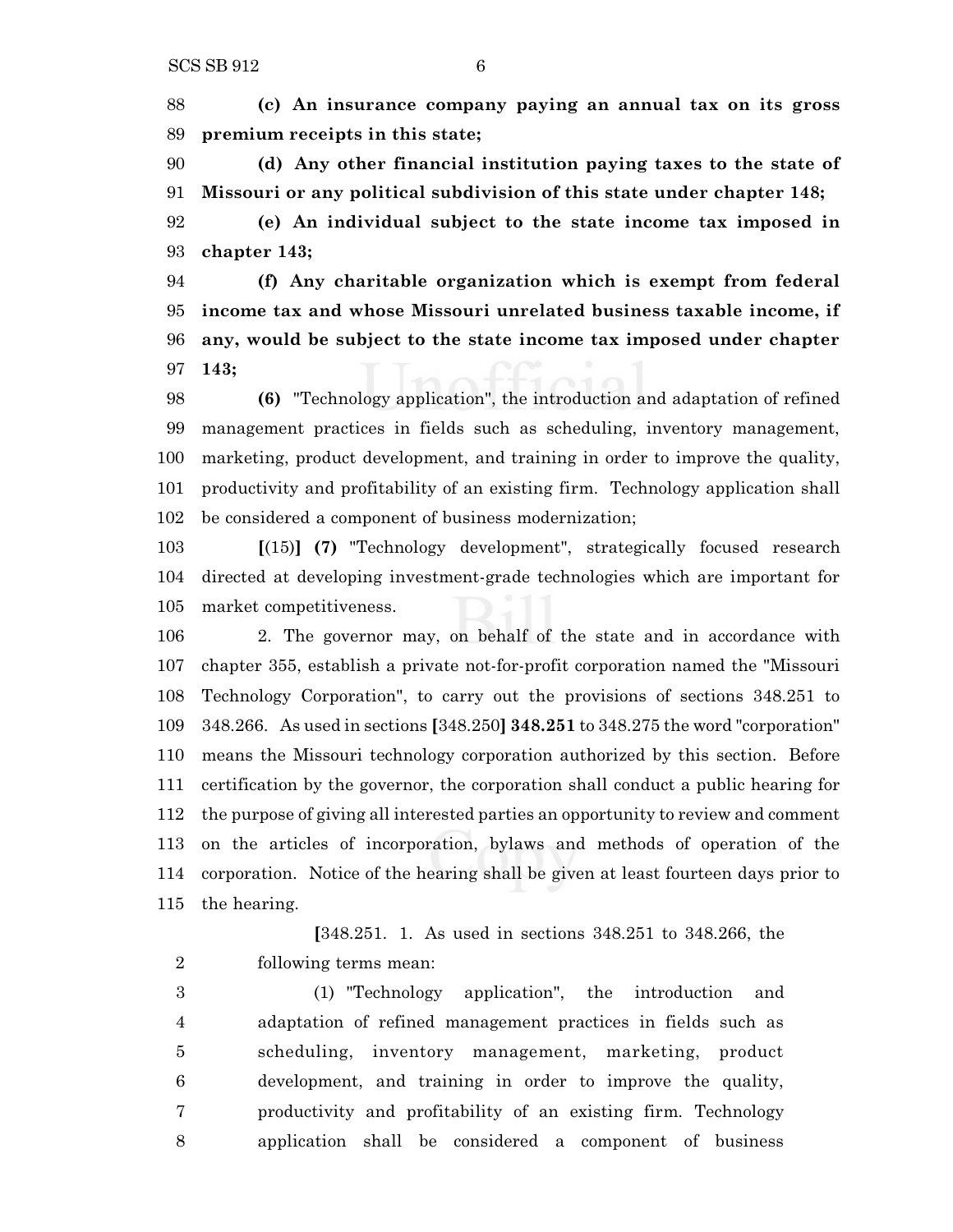88 **(c) An insurance company paying an annual tax on its gross**
89 **premium receipts in this state;**

90 **(d) Any other financial institution paying taxes to the state of**
91 **Missouri or any political subdivision of this state under chapter 148;**

92 **(e) An individual subject to the state income tax imposed in**
93 **chapter 143;**

94 **(f) Any charitable organization which is exempt from federal**
95 **income tax and whose Missouri unrelated business taxable income, if**
96 **any, would be subject to the state income tax imposed under chapter**
97 **143;**

98 **(6)** "Technology application", the introduction and adaptation of refined
99 management practices in fields such as scheduling, inventory management,
100 marketing, product development, and training in order to improve the quality,
101 productivity and profitability of an existing firm. Technology application shall
102 be considered a component of business modernization;

103 **[**(15)**] (7)** "Technology development", strategically focused research
104 directed at developing investment-grade technologies which are important for
105 market competitiveness.

106 2. The governor may, on behalf of the state and in accordance with
107 chapter 355, establish a private not-for-profit corporation named the "Missouri
108 Technology Corporation", to carry out the provisions of sections 348.251 to
109 348.266. As used in sections **[**348.250**] 348.251** to 348.275 the word "corporation"
110 means the Missouri technology corporation authorized by this section. Before
111 certification by the governor, the corporation shall conduct a public hearing for
112 the purpose of giving all interested parties an opportunity to review and comment
113 on the articles of incorporation, bylaws and methods of operation of the
114 corporation. Notice of the hearing shall be given at least fourteen days prior to
115 the hearing.

> **[**348.251. 1. As used in sections 348.251 to 348.266, the
> 2 following terms mean:
>
> 3 (1) "Technology application", the introduction and
> 4 adaptation of refined management practices in fields such as
> 5 scheduling, inventory management, marketing, product
> 6 development, and training in order to improve the quality,
> 7 productivity and profitability of an existing firm. Technology
> 8 application shall be considered a component of business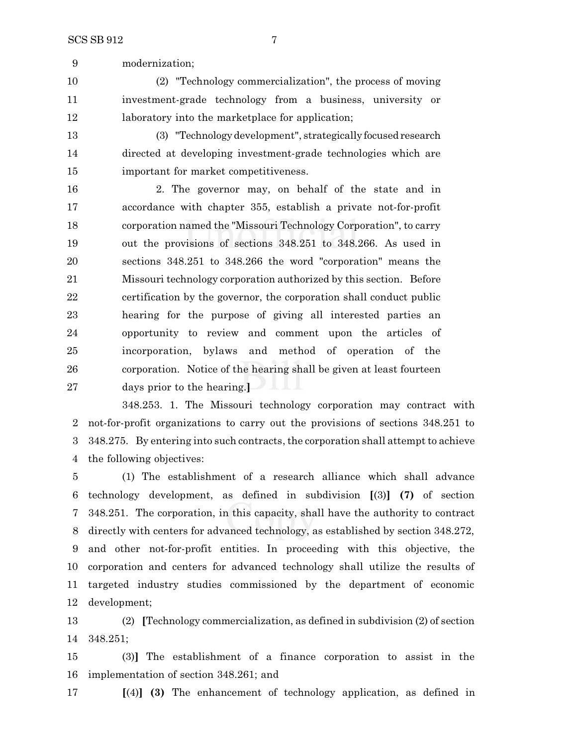modernization;

(2) "Technology commercialization", the process of moving investment-grade technology from a business, university or laboratory into the marketplace for application;

(3) "Technology development", strategically focused research directed at developing investment-grade technologies which are important for market competitiveness.

2. The governor may, on behalf of the state and in accordance with chapter 355, establish a private not-for-profit corporation named the "Missouri Technology Corporation", to carry out the provisions of sections 348.251 to 348.266. As used in sections 348.251 to 348.266 the word "corporation" means the Missouri technology corporation authorized by this section. Before certification by the governor, the corporation shall conduct public hearing for the purpose of giving all interested parties an opportunity to review and comment upon the articles of incorporation, bylaws and method of operation of the corporation. Notice of the hearing shall be given at least fourteen days prior to the hearing.**]**

348.253. 1. The Missouri technology corporation may contract with not-for-profit organizations to carry out the provisions of sections 348.251 to 348.275. By entering into such contracts, the corporation shall attempt to achieve the following objectives:

(1) The establishment of a research alliance which shall advance technology development, as defined in subdivision **[**(3)**]** **(7)** of section 348.251. The corporation, in this capacity, shall have the authority to contract directly with centers for advanced technology, as established by section 348.272, and other not-for-profit entities. In proceeding with this objective, the corporation and centers for advanced technology shall utilize the results of targeted industry studies commissioned by the department of economic development;

(2) **[**Technology commercialization, as defined in subdivision (2) of section 348.251;

(3)**]** The establishment of a finance corporation to assist in the implementation of section 348.261; and

**[**(4)**]** **(3)** The enhancement of technology application, as defined in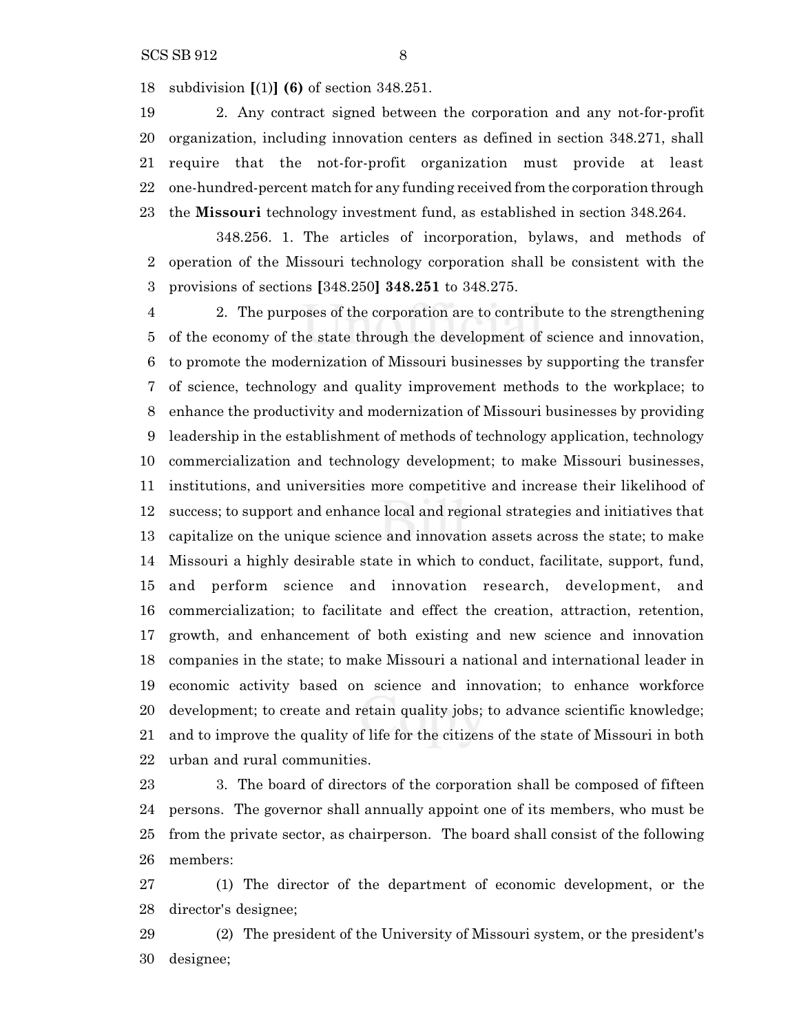subdivision [(1)] **(6)** of section 348.251.

2. Any contract signed between the corporation and any not-for-profit organization, including innovation centers as defined in section 348.271, shall require that the not-for-profit organization must provide at least one-hundred-percent match for any funding received from the corporation through the **Missouri** technology investment fund, as established in section 348.264.

348.256. 1. The articles of incorporation, bylaws, and methods of operation of the Missouri technology corporation shall be consistent with the provisions of sections [348.250] **348.251** to 348.275.

2. The purposes of the corporation are to contribute to the strengthening of the economy of the state through the development of science and innovation, to promote the modernization of Missouri businesses by supporting the transfer of science, technology and quality improvement methods to the workplace; to enhance the productivity and modernization of Missouri businesses by providing leadership in the establishment of methods of technology application, technology commercialization and technology development; to make Missouri businesses, institutions, and universities more competitive and increase their likelihood of success; to support and enhance local and regional strategies and initiatives that capitalize on the unique science and innovation assets across the state; to make Missouri a highly desirable state in which to conduct, facilitate, support, fund, and perform science and innovation research, development, and commercialization; to facilitate and effect the creation, attraction, retention, growth, and enhancement of both existing and new science and innovation companies in the state; to make Missouri a national and international leader in economic activity based on science and innovation; to enhance workforce development; to create and retain quality jobs; to advance scientific knowledge; and to improve the quality of life for the citizens of the state of Missouri in both urban and rural communities.

3. The board of directors of the corporation shall be composed of fifteen persons. The governor shall annually appoint one of its members, who must be from the private sector, as chairperson. The board shall consist of the following members:

(1) The director of the department of economic development, or the director's designee;

(2) The president of the University of Missouri system, or the president's designee;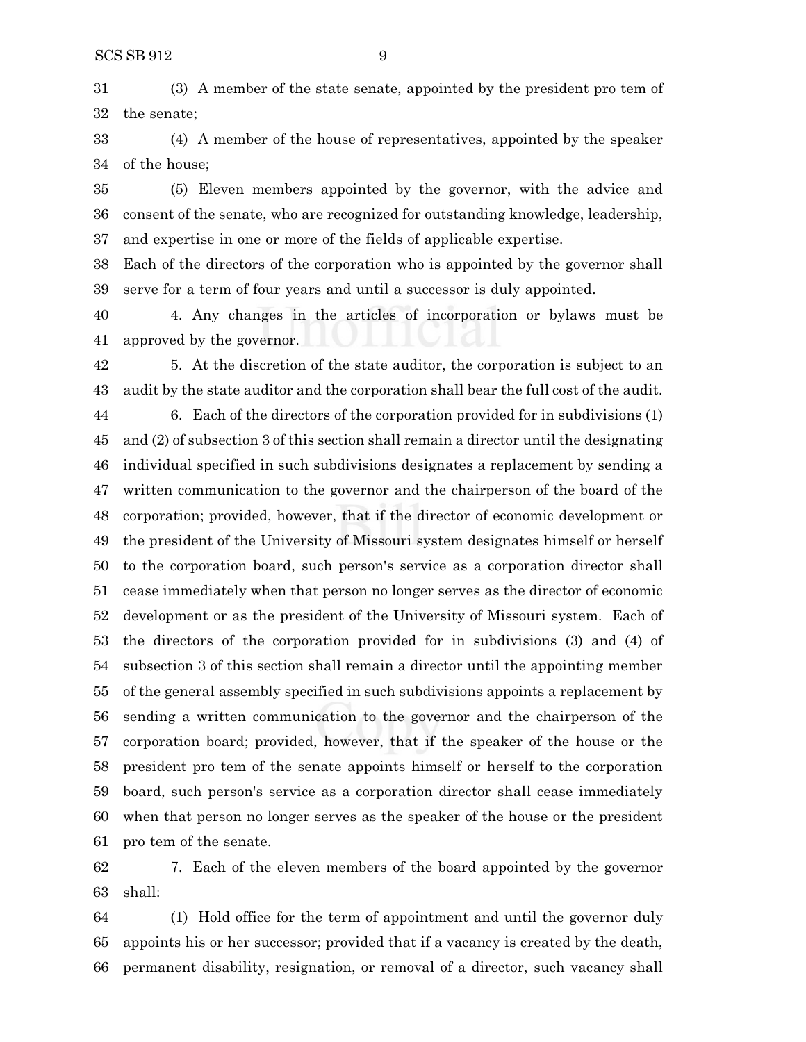(3) A member of the state senate, appointed by the president pro tem of the senate;

(4) A member of the house of representatives, appointed by the speaker of the house;

(5) Eleven members appointed by the governor, with the advice and consent of the senate, who are recognized for outstanding knowledge, leadership, and expertise in one or more of the fields of applicable expertise.

Each of the directors of the corporation who is appointed by the governor shall serve for a term of four years and until a successor is duly appointed.

4. Any changes in the articles of incorporation or bylaws must be approved by the governor.

5. At the discretion of the state auditor, the corporation is subject to an audit by the state auditor and the corporation shall bear the full cost of the audit.

6. Each of the directors of the corporation provided for in subdivisions (1) and (2) of subsection 3 of this section shall remain a director until the designating individual specified in such subdivisions designates a replacement by sending a written communication to the governor and the chairperson of the board of the corporation; provided, however, that if the director of economic development or the president of the University of Missouri system designates himself or herself to the corporation board, such person's service as a corporation director shall cease immediately when that person no longer serves as the director of economic development or as the president of the University of Missouri system. Each of the directors of the corporation provided for in subdivisions (3) and (4) of subsection 3 of this section shall remain a director until the appointing member of the general assembly specified in such subdivisions appoints a replacement by sending a written communication to the governor and the chairperson of the corporation board; provided, however, that if the speaker of the house or the president pro tem of the senate appoints himself or herself to the corporation board, such person's service as a corporation director shall cease immediately when that person no longer serves as the speaker of the house or the president pro tem of the senate.

7. Each of the eleven members of the board appointed by the governor shall:

(1) Hold office for the term of appointment and until the governor duly appoints his or her successor; provided that if a vacancy is created by the death, permanent disability, resignation, or removal of a director, such vacancy shall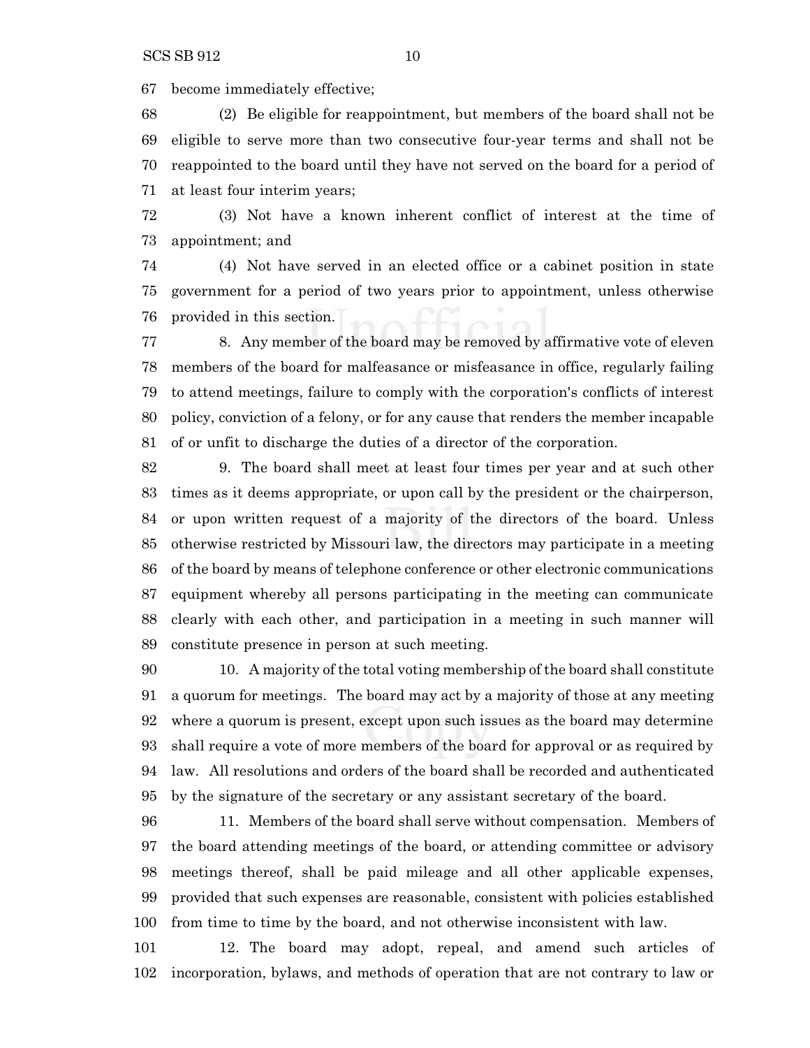become immediately effective;

(2) Be eligible for reappointment, but members of the board shall not be eligible to serve more than two consecutive four-year terms and shall not be reappointed to the board until they have not served on the board for a period of at least four interim years;

(3) Not have a known inherent conflict of interest at the time of appointment; and

(4) Not have served in an elected office or a cabinet position in state government for a period of two years prior to appointment, unless otherwise provided in this section.

8. Any member of the board may be removed by affirmative vote of eleven members of the board for malfeasance or misfeasance in office, regularly failing to attend meetings, failure to comply with the corporation's conflicts of interest policy, conviction of a felony, or for any cause that renders the member incapable of or unfit to discharge the duties of a director of the corporation.

9. The board shall meet at least four times per year and at such other times as it deems appropriate, or upon call by the president or the chairperson, or upon written request of a majority of the directors of the board. Unless otherwise restricted by Missouri law, the directors may participate in a meeting of the board by means of telephone conference or other electronic communications equipment whereby all persons participating in the meeting can communicate clearly with each other, and participation in a meeting in such manner will constitute presence in person at such meeting.

10. A majority of the total voting membership of the board shall constitute a quorum for meetings. The board may act by a majority of those at any meeting where a quorum is present, except upon such issues as the board may determine shall require a vote of more members of the board for approval or as required by law. All resolutions and orders of the board shall be recorded and authenticated by the signature of the secretary or any assistant secretary of the board.

11. Members of the board shall serve without compensation. Members of the board attending meetings of the board, or attending committee or advisory meetings thereof, shall be paid mileage and all other applicable expenses, provided that such expenses are reasonable, consistent with policies established from time to time by the board, and not otherwise inconsistent with law.

12. The board may adopt, repeal, and amend such articles of incorporation, bylaws, and methods of operation that are not contrary to law or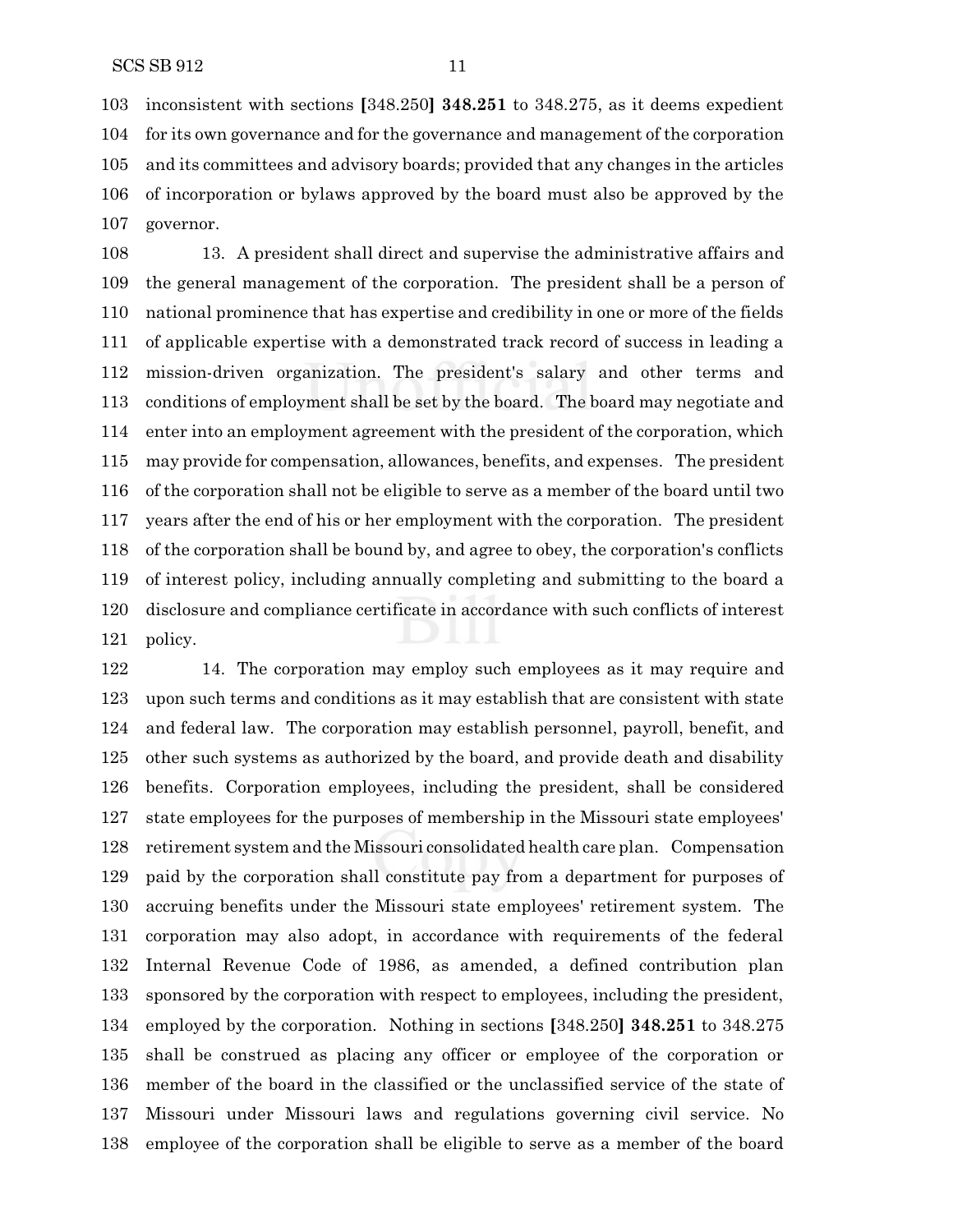inconsistent with sections [348.250] **348.251** to 348.275, as it deems expedient for its own governance and for the governance and management of the corporation and its committees and advisory boards; provided that any changes in the articles of incorporation or bylaws approved by the board must also be approved by the governor.

13. A president shall direct and supervise the administrative affairs and the general management of the corporation. The president shall be a person of national prominence that has expertise and credibility in one or more of the fields of applicable expertise with a demonstrated track record of success in leading a mission-driven organization. The president's salary and other terms and conditions of employment shall be set by the board. The board may negotiate and enter into an employment agreement with the president of the corporation, which may provide for compensation, allowances, benefits, and expenses. The president of the corporation shall not be eligible to serve as a member of the board until two years after the end of his or her employment with the corporation. The president of the corporation shall be bound by, and agree to obey, the corporation's conflicts of interest policy, including annually completing and submitting to the board a disclosure and compliance certificate in accordance with such conflicts of interest policy.

14. The corporation may employ such employees as it may require and upon such terms and conditions as it may establish that are consistent with state and federal law. The corporation may establish personnel, payroll, benefit, and other such systems as authorized by the board, and provide death and disability benefits. Corporation employees, including the president, shall be considered state employees for the purposes of membership in the Missouri state employees' retirement system and the Missouri consolidated health care plan. Compensation paid by the corporation shall constitute pay from a department for purposes of accruing benefits under the Missouri state employees' retirement system. The corporation may also adopt, in accordance with requirements of the federal Internal Revenue Code of 1986, as amended, a defined contribution plan sponsored by the corporation with respect to employees, including the president, employed by the corporation. Nothing in sections [348.250] **348.251** to 348.275 shall be construed as placing any officer or employee of the corporation or member of the board in the classified or the unclassified service of the state of Missouri under Missouri laws and regulations governing civil service. No employee of the corporation shall be eligible to serve as a member of the board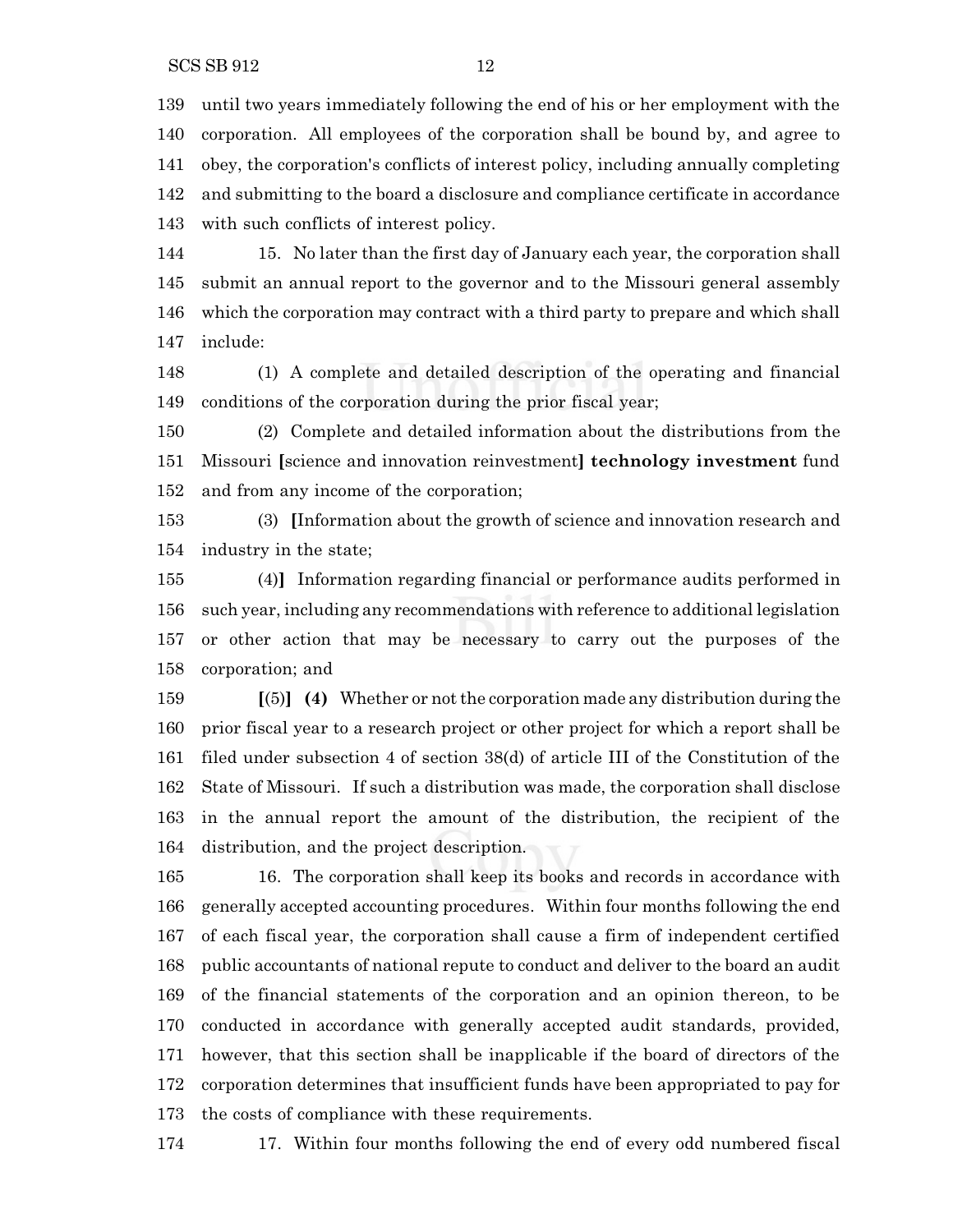139 until two years immediately following the end of his or her employment with the
140 corporation. All employees of the corporation shall be bound by, and agree to
141 obey, the corporation's conflicts of interest policy, including annually completing
142 and submitting to the board a disclosure and compliance certificate in accordance
143 with such conflicts of interest policy.

144 15. No later than the first day of January each year, the corporation shall
145 submit an annual report to the governor and to the Missouri general assembly
146 which the corporation may contract with a third party to prepare and which shall
147 include:

148 (1) A complete and detailed description of the operating and financial
149 conditions of the corporation during the prior fiscal year;

150 (2) Complete and detailed information about the distributions from the
151 Missouri **[**science and innovation reinvestment**]** **technology investment** fund
152 and from any income of the corporation;

153 (3) **[**Information about the growth of science and innovation research and
154 industry in the state;

155 (4)**]** Information regarding financial or performance audits performed in
156 such year, including any recommendations with reference to additional legislation
157 or other action that may be necessary to carry out the purposes of the
158 corporation; and

159 **[**(5)**]** **(4)** Whether or not the corporation made any distribution during the
160 prior fiscal year to a research project or other project for which a report shall be
161 filed under subsection 4 of section 38(d) of article III of the Constitution of the
162 State of Missouri. If such a distribution was made, the corporation shall disclose
163 in the annual report the amount of the distribution, the recipient of the
164 distribution, and the project description.

165 16. The corporation shall keep its books and records in accordance with
166 generally accepted accounting procedures. Within four months following the end
167 of each fiscal year, the corporation shall cause a firm of independent certified
168 public accountants of national repute to conduct and deliver to the board an audit
169 of the financial statements of the corporation and an opinion thereon, to be
170 conducted in accordance with generally accepted audit standards, provided,
171 however, that this section shall be inapplicable if the board of directors of the
172 corporation determines that insufficient funds have been appropriated to pay for
173 the costs of compliance with these requirements.

174 17. Within four months following the end of every odd numbered fiscal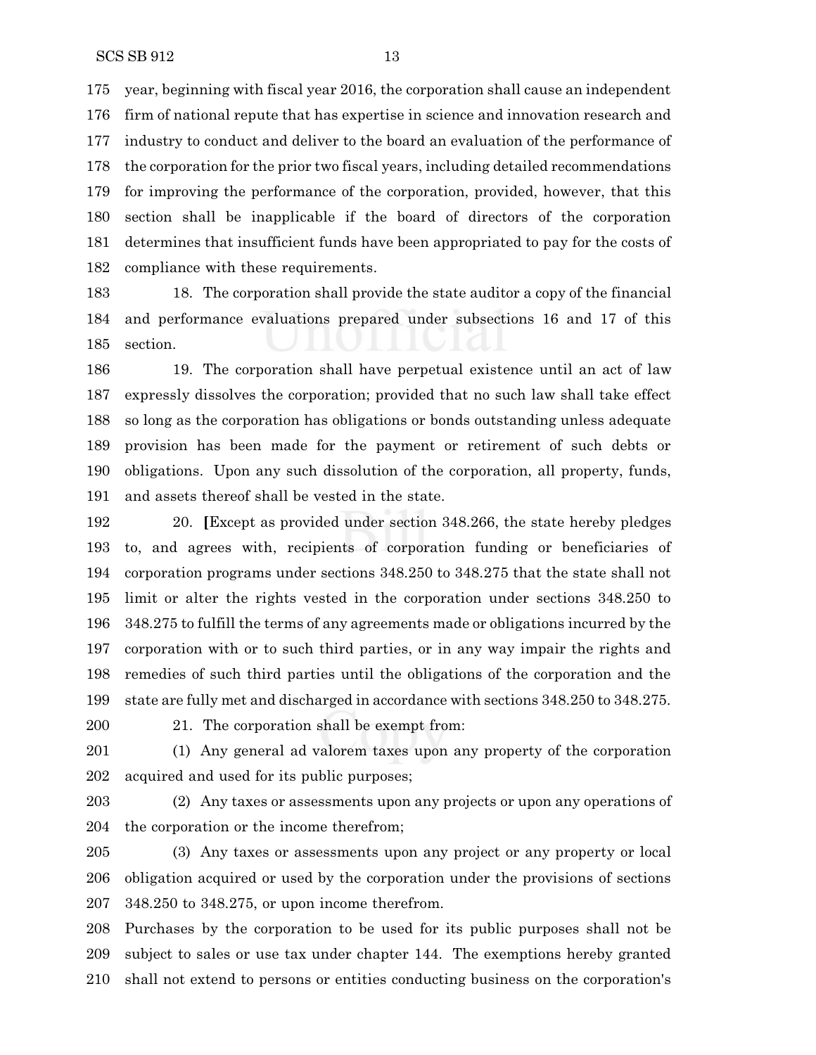year, beginning with fiscal year 2016, the corporation shall cause an independent firm of national repute that has expertise in science and innovation research and industry to conduct and deliver to the board an evaluation of the performance of the corporation for the prior two fiscal years, including detailed recommendations for improving the performance of the corporation, provided, however, that this section shall be inapplicable if the board of directors of the corporation determines that insufficient funds have been appropriated to pay for the costs of compliance with these requirements.

18. The corporation shall provide the state auditor a copy of the financial and performance evaluations prepared under subsections 16 and 17 of this section.

19. The corporation shall have perpetual existence until an act of law expressly dissolves the corporation; provided that no such law shall take effect so long as the corporation has obligations or bonds outstanding unless adequate provision has been made for the payment or retirement of such debts or obligations. Upon any such dissolution of the corporation, all property, funds, and assets thereof shall be vested in the state.

20. **[**Except as provided under section 348.266, the state hereby pledges to, and agrees with, recipients of corporation funding or beneficiaries of corporation programs under sections 348.250 to 348.275 that the state shall not limit or alter the rights vested in the corporation under sections 348.250 to 348.275 to fulfill the terms of any agreements made or obligations incurred by the corporation with or to such third parties, or in any way impair the rights and remedies of such third parties until the obligations of the corporation and the state are fully met and discharged in accordance with sections 348.250 to 348.275.

21. The corporation shall be exempt from:

(1) Any general ad valorem taxes upon any property of the corporation acquired and used for its public purposes;

(2) Any taxes or assessments upon any projects or upon any operations of the corporation or the income therefrom;

(3) Any taxes or assessments upon any project or any property or local obligation acquired or used by the corporation under the provisions of sections 348.250 to 348.275, or upon income therefrom.

Purchases by the corporation to be used for its public purposes shall not be subject to sales or use tax under chapter 144. The exemptions hereby granted shall not extend to persons or entities conducting business on the corporation's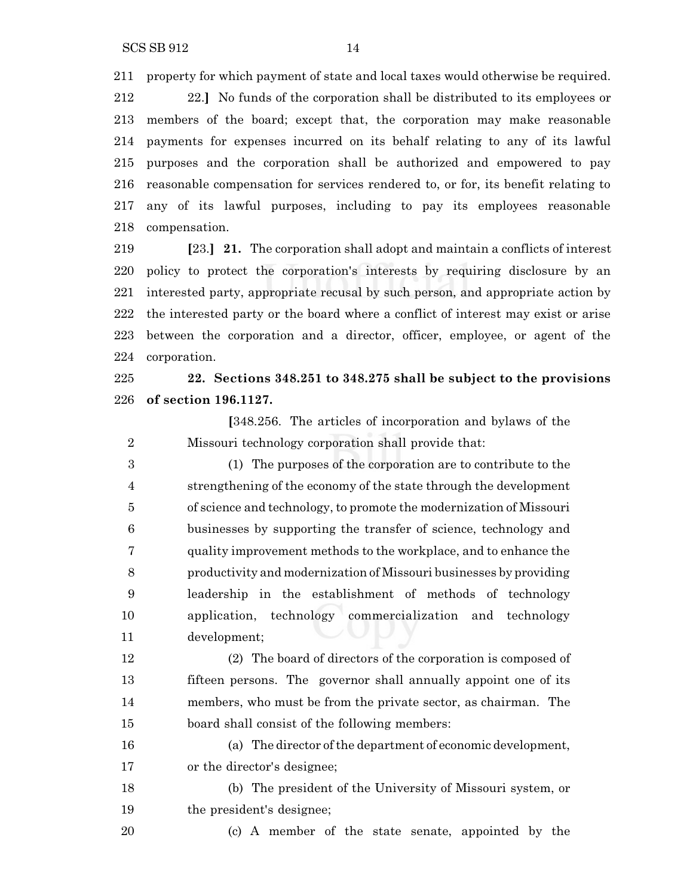property for which payment of state and local taxes would otherwise be required.

22.] No funds of the corporation shall be distributed to its employees or members of the board; except that, the corporation may make reasonable payments for expenses incurred on its behalf relating to any of its lawful purposes and the corporation shall be authorized and empowered to pay reasonable compensation for services rendered to, or for, its benefit relating to any of its lawful purposes, including to pay its employees reasonable compensation.

[23.] **21.** The corporation shall adopt and maintain a conflicts of interest policy to protect the corporation's interests by requiring disclosure by an interested party, appropriate recusal by such person, and appropriate action by the interested party or the board where a conflict of interest may exist or arise between the corporation and a director, officer, employee, or agent of the corporation.

**22. Sections 348.251 to 348.275 shall be subject to the provisions of section 196.1127.**

> [348.256. The articles of incorporation and bylaws of the Missouri technology corporation shall provide that:
>
> (1) The purposes of the corporation are to contribute to the strengthening of the economy of the state through the development of science and technology, to promote the modernization of Missouri businesses by supporting the transfer of science, technology and quality improvement methods to the workplace, and to enhance the productivity and modernization of Missouri businesses by providing leadership in the establishment of methods of technology application, technology commercialization and technology development;
>
> (2) The board of directors of the corporation is composed of fifteen persons. The governor shall annually appoint one of its members, who must be from the private sector, as chairman. The board shall consist of the following members:
>
> (a) The director of the department of economic development, or the director's designee;
>
> (b) The president of the University of Missouri system, or the president's designee;
>
> (c) A member of the state senate, appointed by the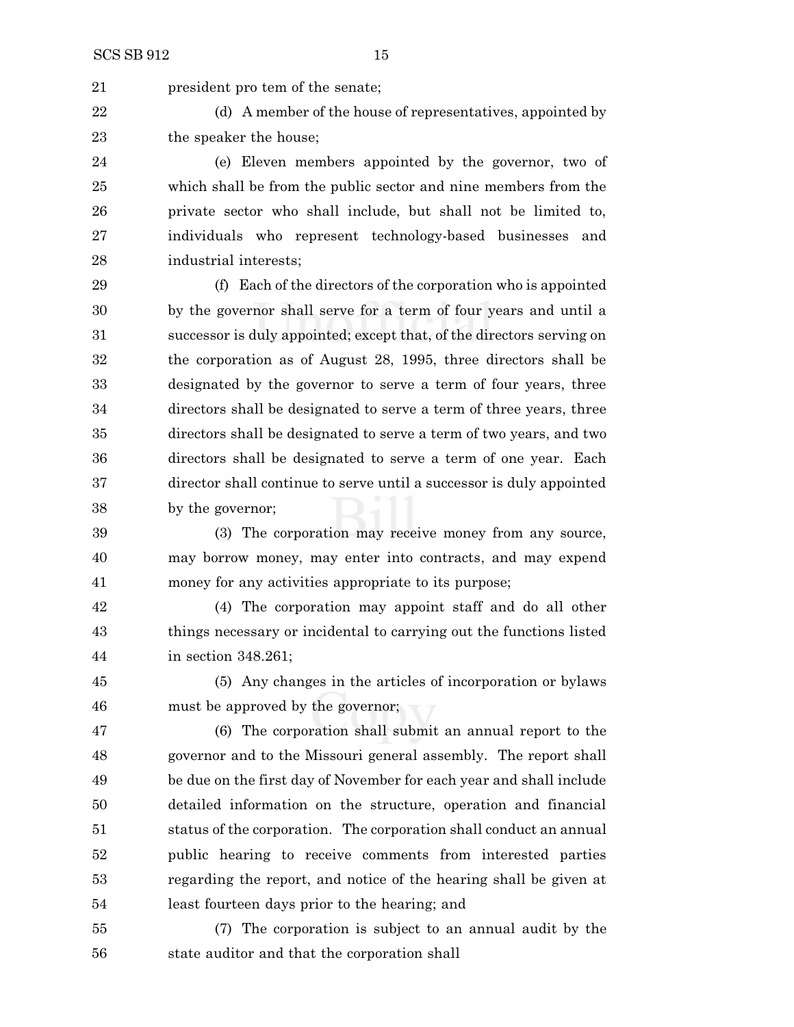president pro tem of the senate;

(d) A member of the house of representatives, appointed by the speaker the house;

(e) Eleven members appointed by the governor, two of which shall be from the public sector and nine members from the private sector who shall include, but shall not be limited to, individuals who represent technology-based businesses and industrial interests;

(f) Each of the directors of the corporation who is appointed by the governor shall serve for a term of four years and until a successor is duly appointed; except that, of the directors serving on the corporation as of August 28, 1995, three directors shall be designated by the governor to serve a term of four years, three directors shall be designated to serve a term of three years, three directors shall be designated to serve a term of two years, and two directors shall be designated to serve a term of one year. Each director shall continue to serve until a successor is duly appointed by the governor;

(3) The corporation may receive money from any source, may borrow money, may enter into contracts, and may expend money for any activities appropriate to its purpose;

(4) The corporation may appoint staff and do all other things necessary or incidental to carrying out the functions listed in section 348.261;

(5) Any changes in the articles of incorporation or bylaws must be approved by the governor;

(6) The corporation shall submit an annual report to the governor and to the Missouri general assembly. The report shall be due on the first day of November for each year and shall include detailed information on the structure, operation and financial status of the corporation. The corporation shall conduct an annual public hearing to receive comments from interested parties regarding the report, and notice of the hearing shall be given at least fourteen days prior to the hearing; and

(7) The corporation is subject to an annual audit by the state auditor and that the corporation shall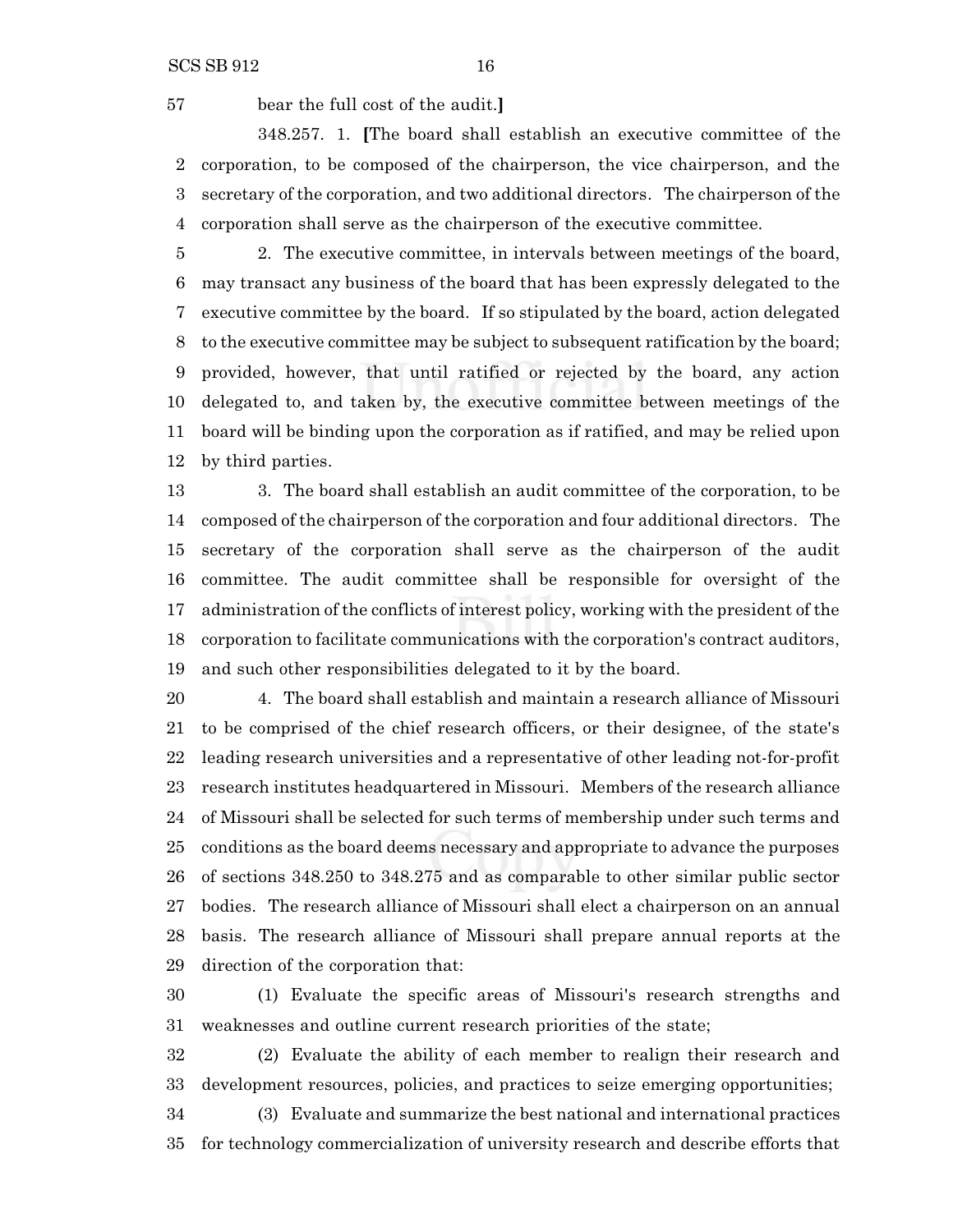bear the full cost of the audit.]

348.257. 1. [The board shall establish an executive committee of the corporation, to be composed of the chairperson, the vice chairperson, and the secretary of the corporation, and two additional directors. The chairperson of the corporation shall serve as the chairperson of the executive committee.

2. The executive committee, in intervals between meetings of the board, may transact any business of the board that has been expressly delegated to the executive committee by the board. If so stipulated by the board, action delegated to the executive committee may be subject to subsequent ratification by the board; provided, however, that until ratified or rejected by the board, any action delegated to, and taken by, the executive committee between meetings of the board will be binding upon the corporation as if ratified, and may be relied upon by third parties.

3. The board shall establish an audit committee of the corporation, to be composed of the chairperson of the corporation and four additional directors. The secretary of the corporation shall serve as the chairperson of the audit committee. The audit committee shall be responsible for oversight of the administration of the conflicts of interest policy, working with the president of the corporation to facilitate communications with the corporation's contract auditors, and such other responsibilities delegated to it by the board.

4. The board shall establish and maintain a research alliance of Missouri to be comprised of the chief research officers, or their designee, of the state's leading research universities and a representative of other leading not-for-profit research institutes headquartered in Missouri. Members of the research alliance of Missouri shall be selected for such terms of membership under such terms and conditions as the board deems necessary and appropriate to advance the purposes of sections 348.250 to 348.275 and as comparable to other similar public sector bodies. The research alliance of Missouri shall elect a chairperson on an annual basis. The research alliance of Missouri shall prepare annual reports at the direction of the corporation that:

(1) Evaluate the specific areas of Missouri's research strengths and weaknesses and outline current research priorities of the state;

(2) Evaluate the ability of each member to realign their research and development resources, policies, and practices to seize emerging opportunities;

(3) Evaluate and summarize the best national and international practices for technology commercialization of university research and describe efforts that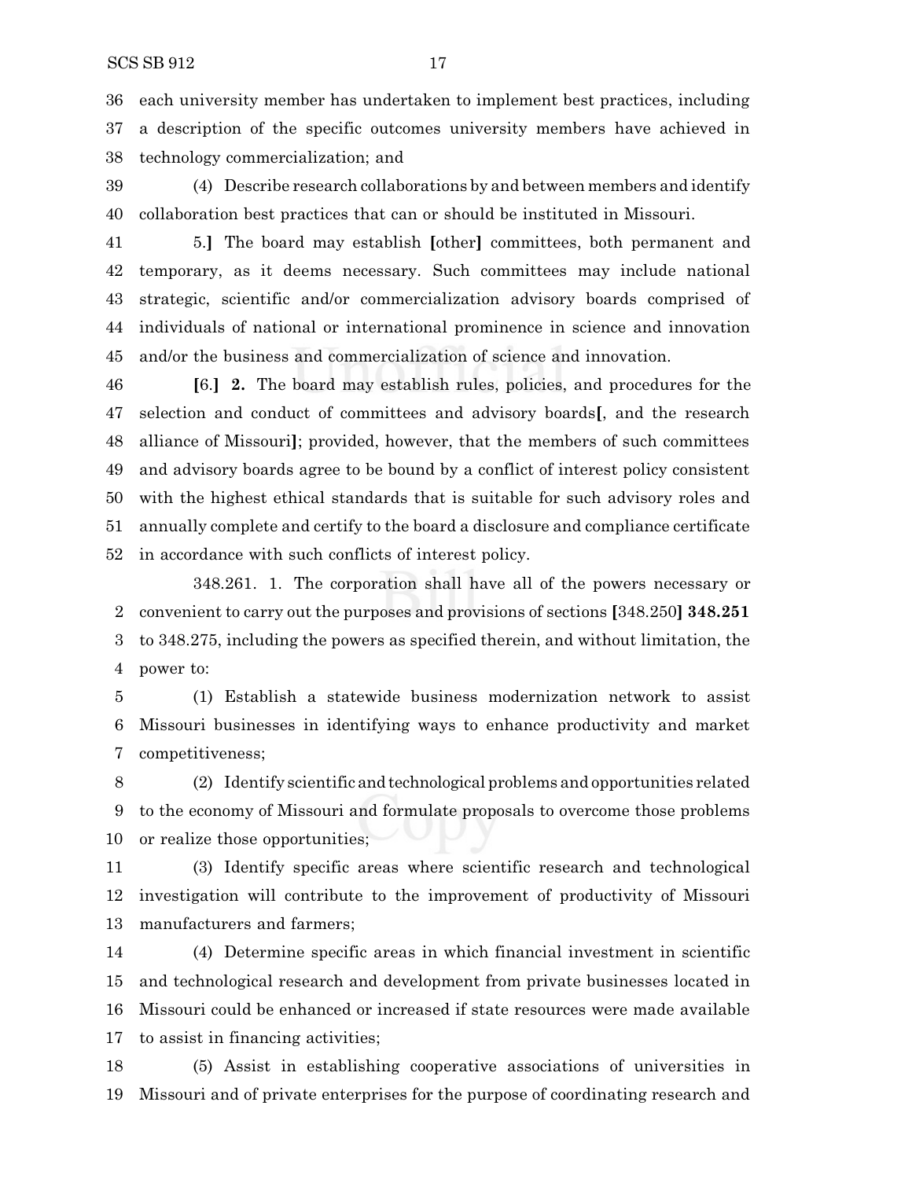36 each university member has undertaken to implement best practices, including
37 a description of the specific outcomes university members have achieved in
38 technology commercialization; and

39 (4) Describe research collaborations by and between members and identify
40 collaboration best practices that can or should be instituted in Missouri.

41 5.] The board may establish [other] committees, both permanent and
42 temporary, as it deems necessary. Such committees may include national
43 strategic, scientific and/or commercialization advisory boards comprised of
44 individuals of national or international prominence in science and innovation
45 and/or the business and commercialization of science and innovation.

46 [6.] **2.** The board may establish rules, policies, and procedures for the
47 selection and conduct of committees and advisory boards[, and the research
48 alliance of Missouri]; provided, however, that the members of such committees
49 and advisory boards agree to be bound by a conflict of interest policy consistent
50 with the highest ethical standards that is suitable for such advisory roles and
51 annually complete and certify to the board a disclosure and compliance certificate
52 in accordance with such conflicts of interest policy.

348.261. 1. The corporation shall have all of the powers necessary or
2 convenient to carry out the purposes and provisions of sections [348.250] **348.251**
3 to 348.275, including the powers as specified therein, and without limitation, the
4 power to:

5 (1) Establish a statewide business modernization network to assist
6 Missouri businesses in identifying ways to enhance productivity and market
7 competitiveness;

8 (2) Identify scientific and technological problems and opportunities related
9 to the economy of Missouri and formulate proposals to overcome those problems
10 or realize those opportunities;

11 (3) Identify specific areas where scientific research and technological
12 investigation will contribute to the improvement of productivity of Missouri
13 manufacturers and farmers;

14 (4) Determine specific areas in which financial investment in scientific
15 and technological research and development from private businesses located in
16 Missouri could be enhanced or increased if state resources were made available
17 to assist in financing activities;

18 (5) Assist in establishing cooperative associations of universities in
19 Missouri and of private enterprises for the purpose of coordinating research and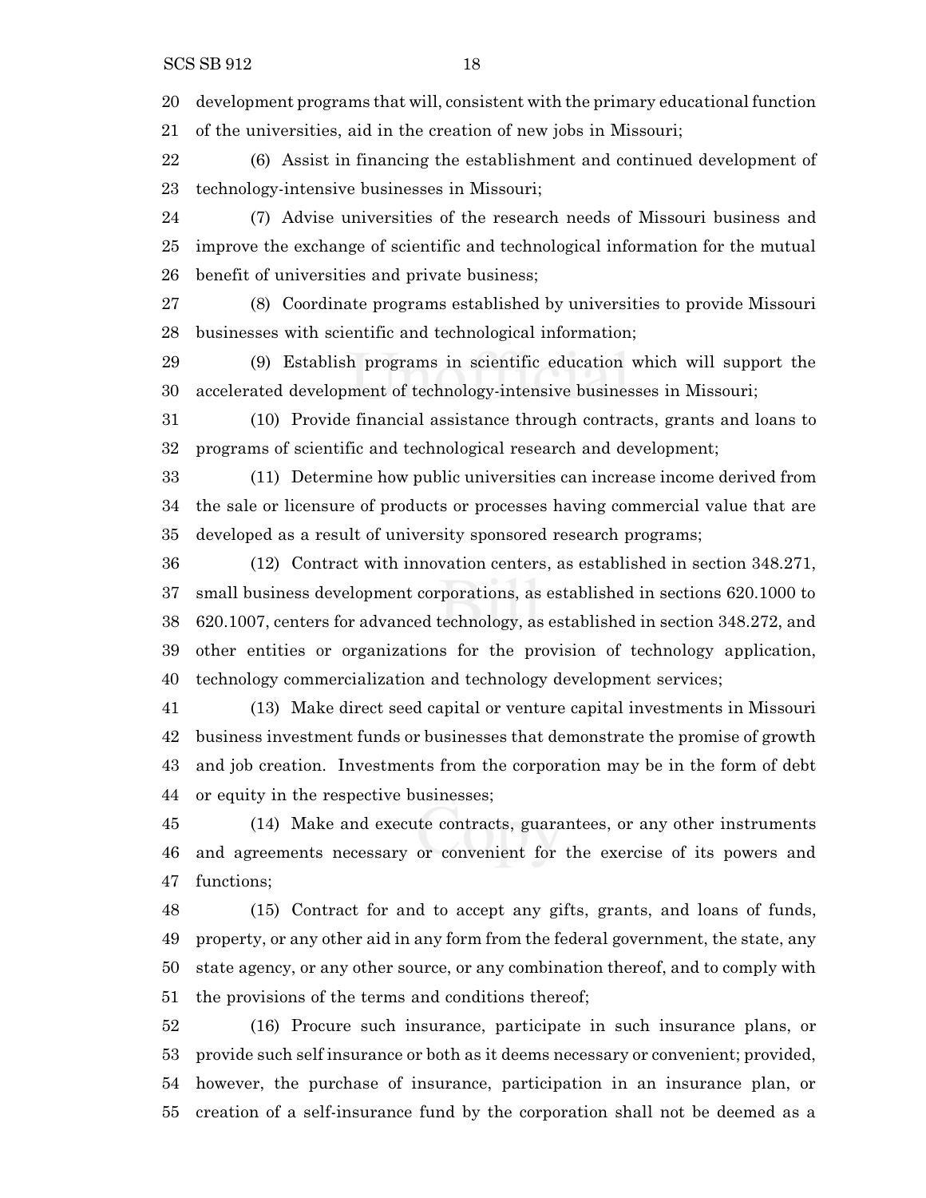development programs that will, consistent with the primary educational function of the universities, aid in the creation of new jobs in Missouri;

(6) Assist in financing the establishment and continued development of technology-intensive businesses in Missouri;

(7) Advise universities of the research needs of Missouri business and improve the exchange of scientific and technological information for the mutual benefit of universities and private business;

(8) Coordinate programs established by universities to provide Missouri businesses with scientific and technological information;

(9) Establish programs in scientific education which will support the accelerated development of technology-intensive businesses in Missouri;

(10) Provide financial assistance through contracts, grants and loans to programs of scientific and technological research and development;

(11) Determine how public universities can increase income derived from the sale or licensure of products or processes having commercial value that are developed as a result of university sponsored research programs;

(12) Contract with innovation centers, as established in section 348.271, small business development corporations, as established in sections 620.1000 to 620.1007, centers for advanced technology, as established in section 348.272, and other entities or organizations for the provision of technology application, technology commercialization and technology development services;

(13) Make direct seed capital or venture capital investments in Missouri business investment funds or businesses that demonstrate the promise of growth and job creation. Investments from the corporation may be in the form of debt or equity in the respective businesses;

(14) Make and execute contracts, guarantees, or any other instruments and agreements necessary or convenient for the exercise of its powers and functions;

(15) Contract for and to accept any gifts, grants, and loans of funds, property, or any other aid in any form from the federal government, the state, any state agency, or any other source, or any combination thereof, and to comply with the provisions of the terms and conditions thereof;

(16) Procure such insurance, participate in such insurance plans, or provide such self insurance or both as it deems necessary or convenient; provided, however, the purchase of insurance, participation in an insurance plan, or creation of a self-insurance fund by the corporation shall not be deemed as a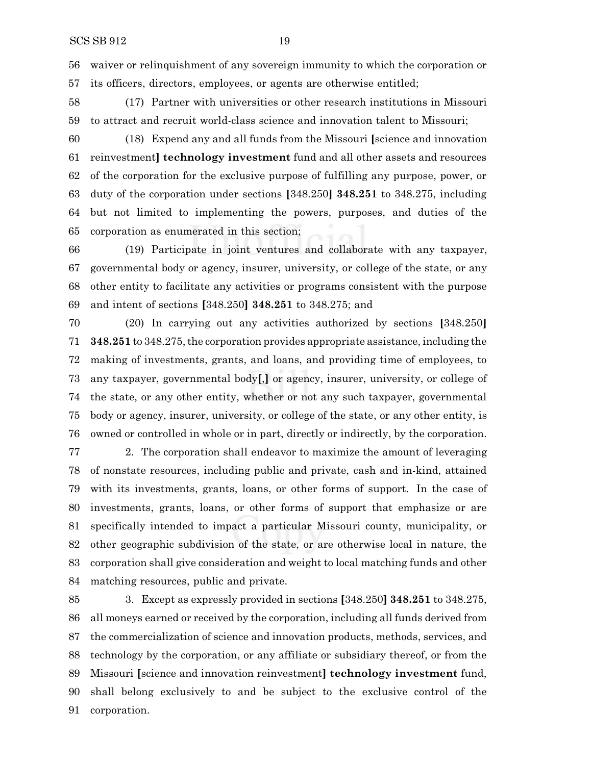waiver or relinquishment of any sovereign immunity to which the corporation or its officers, directors, employees, or agents are otherwise entitled;

(17) Partner with universities or other research institutions in Missouri to attract and recruit world-class science and innovation talent to Missouri;

(18) Expend any and all funds from the Missouri [science and innovation reinvestment] **technology investment** fund and all other assets and resources of the corporation for the exclusive purpose of fulfilling any purpose, power, or duty of the corporation under sections [348.250] **348.251** to 348.275, including but not limited to implementing the powers, purposes, and duties of the corporation as enumerated in this section;

(19) Participate in joint ventures and collaborate with any taxpayer, governmental body or agency, insurer, university, or college of the state, or any other entity to facilitate any activities or programs consistent with the purpose and intent of sections [348.250] **348.251** to 348.275; and

(20) In carrying out any activities authorized by sections [348.250] **348.251** to 348.275, the corporation provides appropriate assistance, including the making of investments, grants, and loans, and providing time of employees, to any taxpayer, governmental body[,] or agency, insurer, university, or college of the state, or any other entity, whether or not any such taxpayer, governmental body or agency, insurer, university, or college of the state, or any other entity, is owned or controlled in whole or in part, directly or indirectly, by the corporation.

2. The corporation shall endeavor to maximize the amount of leveraging of nonstate resources, including public and private, cash and in-kind, attained with its investments, grants, loans, or other forms of support. In the case of investments, grants, loans, or other forms of support that emphasize or are specifically intended to impact a particular Missouri county, municipality, or other geographic subdivision of the state, or are otherwise local in nature, the corporation shall give consideration and weight to local matching funds and other matching resources, public and private.

3. Except as expressly provided in sections [348.250] **348.251** to 348.275, all moneys earned or received by the corporation, including all funds derived from the commercialization of science and innovation products, methods, services, and technology by the corporation, or any affiliate or subsidiary thereof, or from the Missouri [science and innovation reinvestment] **technology investment** fund, shall belong exclusively to and be subject to the exclusive control of the corporation.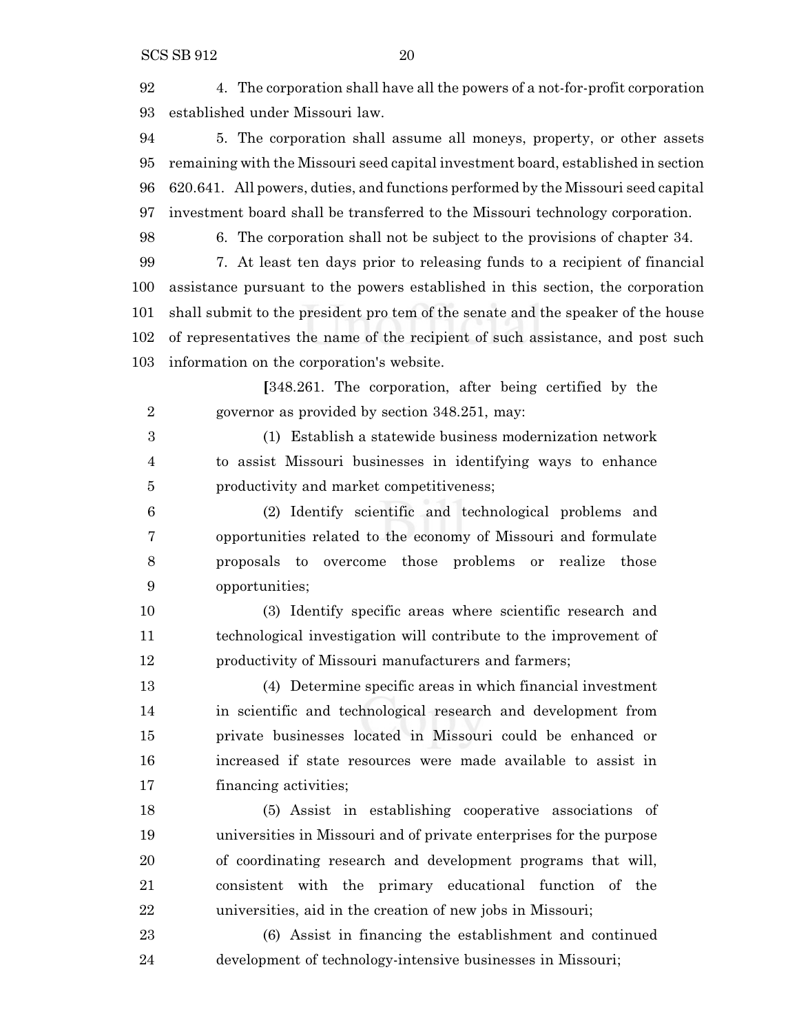4. The corporation shall have all the powers of a not-for-profit corporation established under Missouri law.

5. The corporation shall assume all moneys, property, or other assets remaining with the Missouri seed capital investment board, established in section 620.641. All powers, duties, and functions performed by the Missouri seed capital investment board shall be transferred to the Missouri technology corporation.

6. The corporation shall not be subject to the provisions of chapter 34.

7. At least ten days prior to releasing funds to a recipient of financial assistance pursuant to the powers established in this section, the corporation shall submit to the president pro tem of the senate and the speaker of the house of representatives the name of the recipient of such assistance, and post such information on the corporation's website.

> [348.261. The corporation, after being certified by the governor as provided by section 348.251, may:
>
> (1) Establish a statewide business modernization network to assist Missouri businesses in identifying ways to enhance productivity and market competitiveness;
>
> (2) Identify scientific and technological problems and opportunities related to the economy of Missouri and formulate proposals to overcome those problems or realize those opportunities;
>
> (3) Identify specific areas where scientific research and technological investigation will contribute to the improvement of productivity of Missouri manufacturers and farmers;
>
> (4) Determine specific areas in which financial investment in scientific and technological research and development from private businesses located in Missouri could be enhanced or increased if state resources were made available to assist in financing activities;
>
> (5) Assist in establishing cooperative associations of universities in Missouri and of private enterprises for the purpose of coordinating research and development programs that will, consistent with the primary educational function of the universities, aid in the creation of new jobs in Missouri;
>
> (6) Assist in financing the establishment and continued development of technology-intensive businesses in Missouri;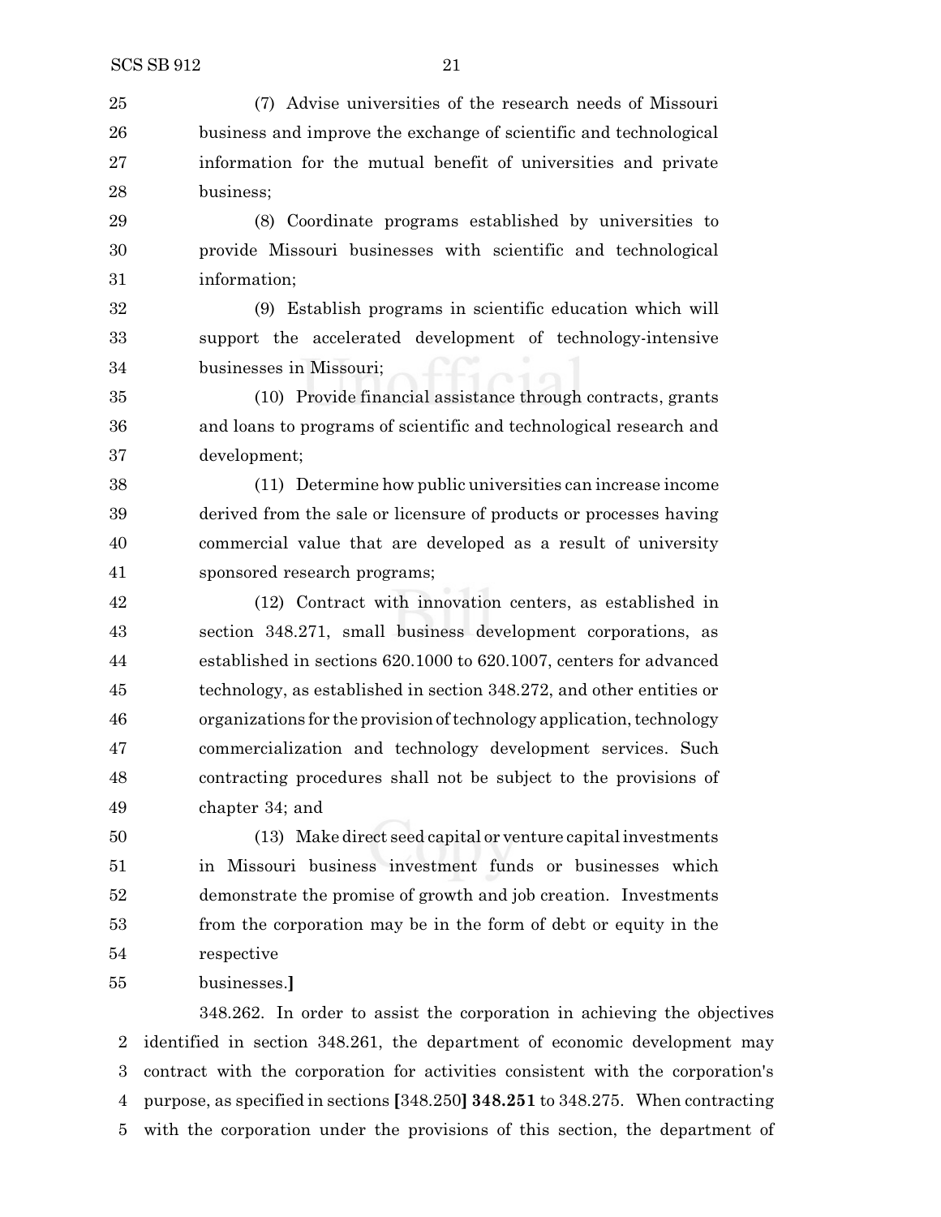(7) Advise universities of the research needs of Missouri business and improve the exchange of scientific and technological information for the mutual benefit of universities and private business;

(8) Coordinate programs established by universities to provide Missouri businesses with scientific and technological information;

(9) Establish programs in scientific education which will support the accelerated development of technology-intensive businesses in Missouri;

(10) Provide financial assistance through contracts, grants and loans to programs of scientific and technological research and development;

(11) Determine how public universities can increase income derived from the sale or licensure of products or processes having commercial value that are developed as a result of university sponsored research programs;

(12) Contract with innovation centers, as established in section 348.271, small business development corporations, as established in sections 620.1000 to 620.1007, centers for advanced technology, as established in section 348.272, and other entities or organizations for the provision of technology application, technology commercialization and technology development services. Such contracting procedures shall not be subject to the provisions of chapter 34; and

(13) Make direct seed capital or venture capital investments in Missouri business investment funds or businesses which demonstrate the promise of growth and job creation. Investments from the corporation may be in the form of debt or equity in the respective businesses.**]**

348.262. In order to assist the corporation in achieving the objectives identified in section 348.261, the department of economic development may contract with the corporation for activities consistent with the corporation's purpose, as specified in sections **[**348.250**] 348.251** to 348.275. When contracting with the corporation under the provisions of this section, the department of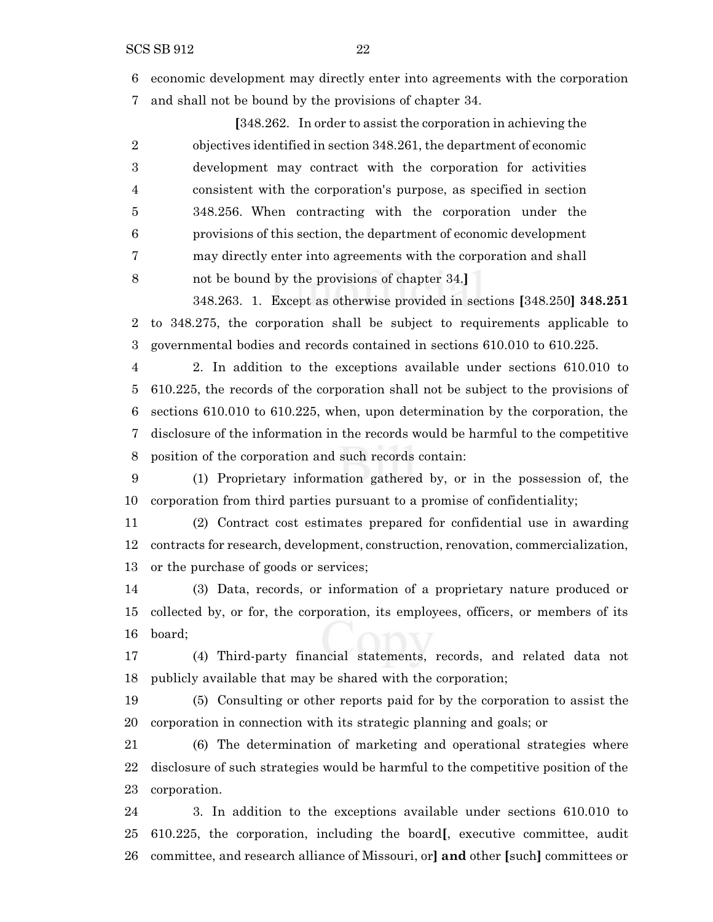economic development may directly enter into agreements with the corporation and shall not be bound by the provisions of chapter 34.

[348.262. In order to assist the corporation in achieving the objectives identified in section 348.261, the department of economic development may contract with the corporation for activities consistent with the corporation's purpose, as specified in section 348.256. When contracting with the corporation under the provisions of this section, the department of economic development may directly enter into agreements with the corporation and shall not be bound by the provisions of chapter 34.]

348.263. 1. Except as otherwise provided in sections [348.250] **348.251** to 348.275, the corporation shall be subject to requirements applicable to governmental bodies and records contained in sections 610.010 to 610.225.

2. In addition to the exceptions available under sections 610.010 to 610.225, the records of the corporation shall not be subject to the provisions of sections 610.010 to 610.225, when, upon determination by the corporation, the disclosure of the information in the records would be harmful to the competitive position of the corporation and such records contain:

(1) Proprietary information gathered by, or in the possession of, the corporation from third parties pursuant to a promise of confidentiality;

(2) Contract cost estimates prepared for confidential use in awarding contracts for research, development, construction, renovation, commercialization, or the purchase of goods or services;

(3) Data, records, or information of a proprietary nature produced or collected by, or for, the corporation, its employees, officers, or members of its board;

(4) Third-party financial statements, records, and related data not publicly available that may be shared with the corporation;

(5) Consulting or other reports paid for by the corporation to assist the corporation in connection with its strategic planning and goals; or

(6) The determination of marketing and operational strategies where disclosure of such strategies would be harmful to the competitive position of the corporation.

3. In addition to the exceptions available under sections 610.010 to 610.225, the corporation, including the board[, executive committee, audit committee, and research alliance of Missouri, or] **and** other [such] committees or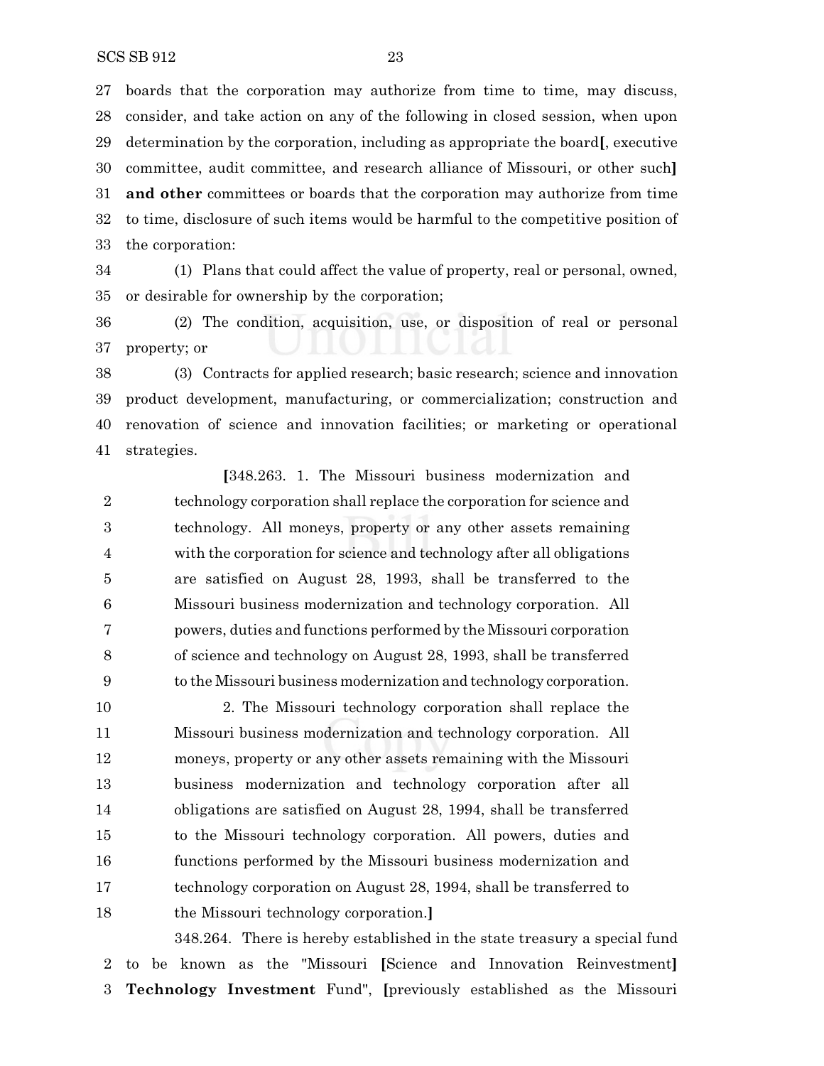27 boards that the corporation may authorize from time to time, may discuss,
28 consider, and take action on any of the following in closed session, when upon
29 determination by the corporation, including as appropriate the board**[**, executive
30 committee, audit committee, and research alliance of Missouri, or other such**]**
31 **and other** committees or boards that the corporation may authorize from time
32 to time, disclosure of such items would be harmful to the competitive position of
33 the corporation:

34 (1) Plans that could affect the value of property, real or personal, owned,
35 or desirable for ownership by the corporation;

36 (2) The condition, acquisition, use, or disposition of real or personal
37 property; or

38 (3) Contracts for applied research; basic research; science and innovation
39 product development, manufacturing, or commercialization; construction and
40 renovation of science and innovation facilities; or marketing or operational
41 strategies.

**[**348.263. 1. The Missouri business modernization and
2 technology corporation shall replace the corporation for science and
3 technology. All moneys, property or any other assets remaining
4 with the corporation for science and technology after all obligations
5 are satisfied on August 28, 1993, shall be transferred to the
6 Missouri business modernization and technology corporation. All
7 powers, duties and functions performed by the Missouri corporation
8 of science and technology on August 28, 1993, shall be transferred
9 to the Missouri business modernization and technology corporation.

10 2. The Missouri technology corporation shall replace the
11 Missouri business modernization and technology corporation. All
12 moneys, property or any other assets remaining with the Missouri
13 business modernization and technology corporation after all
14 obligations are satisfied on August 28, 1994, shall be transferred
15 to the Missouri technology corporation. All powers, duties and
16 functions performed by the Missouri business modernization and
17 technology corporation on August 28, 1994, shall be transferred to
18 the Missouri technology corporation.**]**

348.264. There is hereby established in the state treasury a special fund
2 to be known as the "Missouri **[**Science and Innovation Reinvestment**]**
3 **Technology Investment** Fund", **[**previously established as the Missouri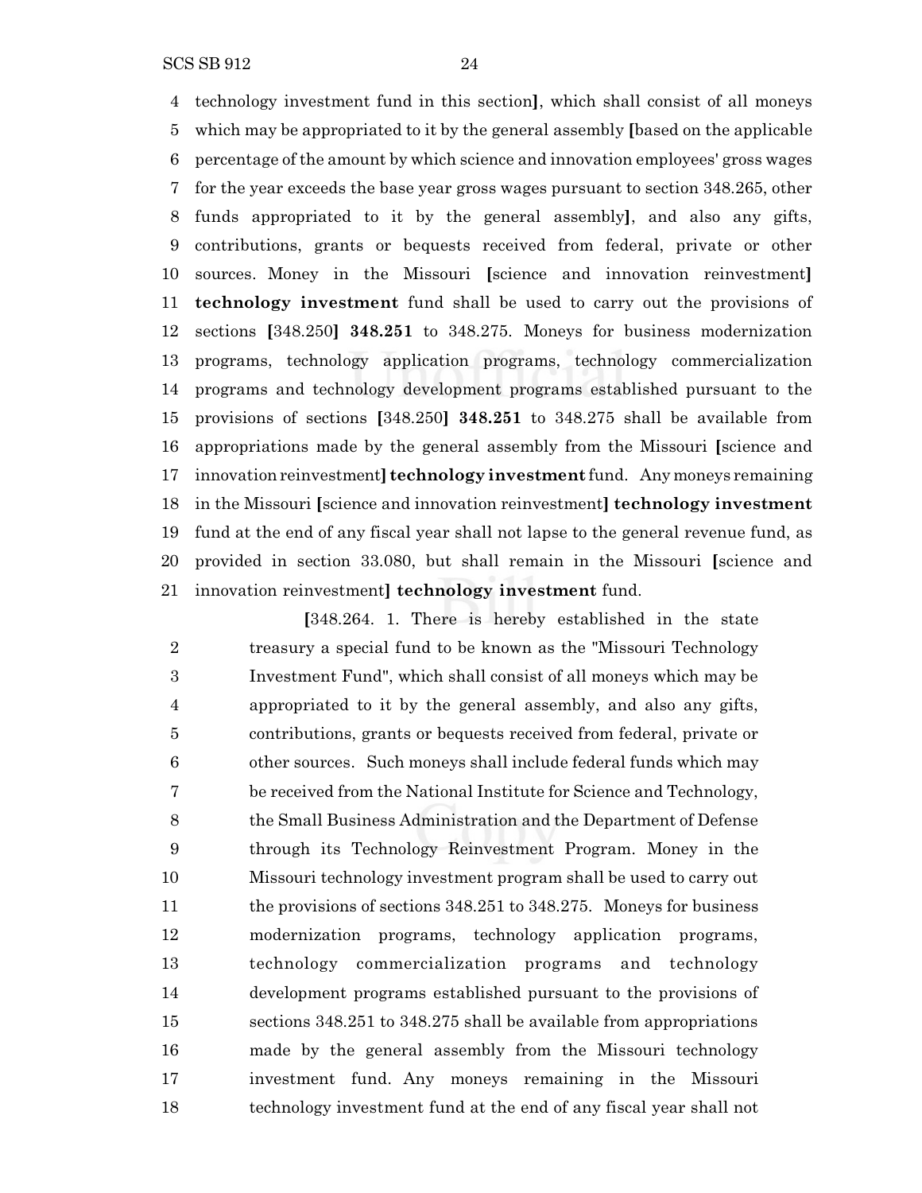technology investment fund in this section], which shall consist of all moneys which may be appropriated to it by the general assembly [based on the applicable percentage of the amount by which science and innovation employees' gross wages for the year exceeds the base year gross wages pursuant to section 348.265, other funds appropriated to it by the general assembly], and also any gifts, contributions, grants or bequests received from federal, private or other sources. Money in the Missouri [science and innovation reinvestment] **technology investment** fund shall be used to carry out the provisions of sections [348.250] **348.251** to 348.275. Moneys for business modernization programs, technology application programs, technology commercialization programs and technology development programs established pursuant to the provisions of sections [348.250] **348.251** to 348.275 shall be available from appropriations made by the general assembly from the Missouri [science and innovation reinvestment] **technology investment** fund. Any moneys remaining in the Missouri [science and innovation reinvestment] **technology investment** fund at the end of any fiscal year shall not lapse to the general revenue fund, as provided in section 33.080, but shall remain in the Missouri [science and innovation reinvestment] **technology investment** fund.

[348.264. 1. There is hereby established in the state treasury a special fund to be known as the "Missouri Technology Investment Fund", which shall consist of all moneys which may be appropriated to it by the general assembly, and also any gifts, contributions, grants or bequests received from federal, private or other sources. Such moneys shall include federal funds which may be received from the National Institute for Science and Technology, the Small Business Administration and the Department of Defense through its Technology Reinvestment Program. Money in the Missouri technology investment program shall be used to carry out the provisions of sections 348.251 to 348.275. Moneys for business modernization programs, technology application programs, technology commercialization programs and technology development programs established pursuant to the provisions of sections 348.251 to 348.275 shall be available from appropriations made by the general assembly from the Missouri technology investment fund. Any moneys remaining in the Missouri technology investment fund at the end of any fiscal year shall not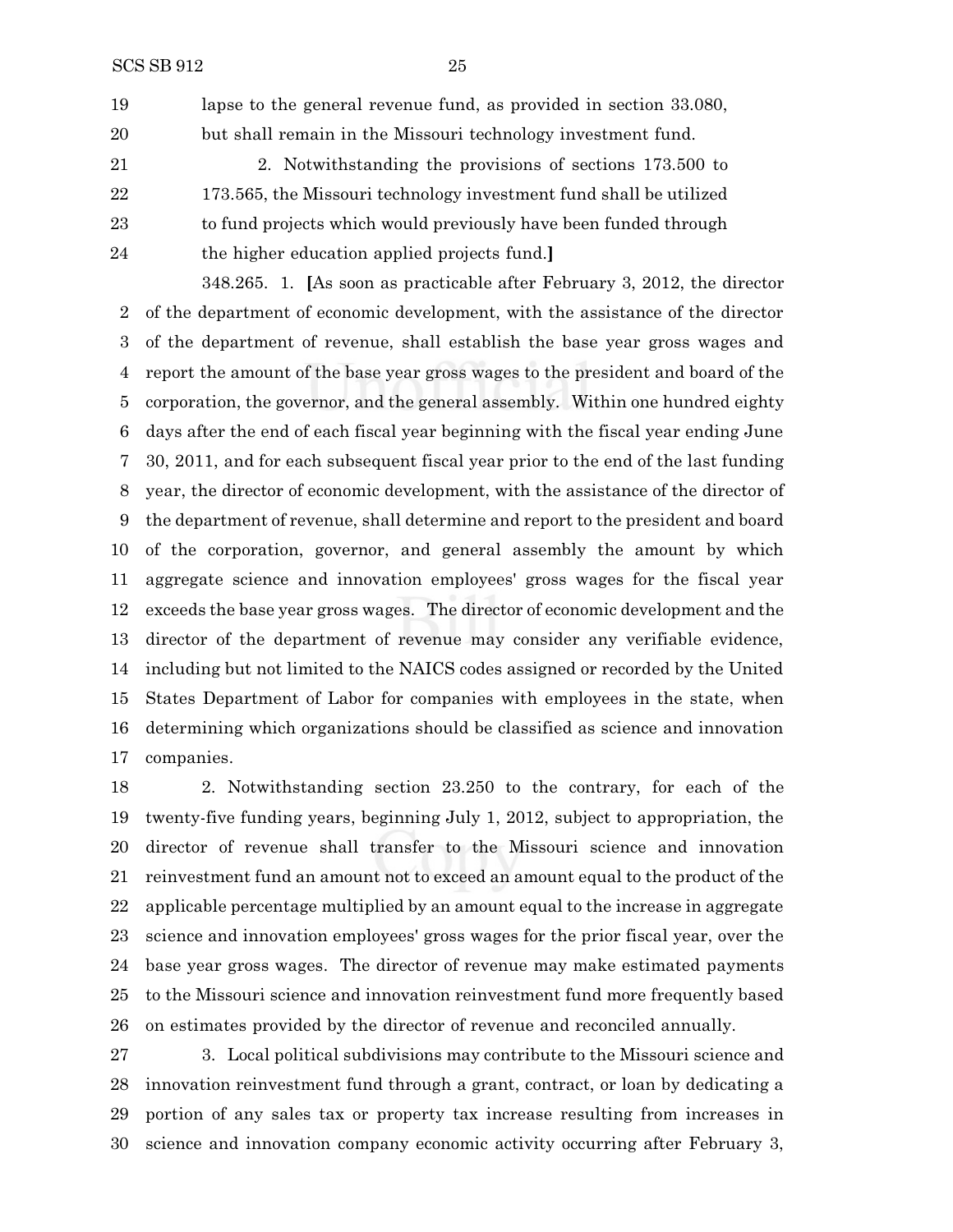lapse to the general revenue fund, as provided in section 33.080, but shall remain in the Missouri technology investment fund.

2. Notwithstanding the provisions of sections 173.500 to 173.565, the Missouri technology investment fund shall be utilized to fund projects which would previously have been funded through the higher education applied projects fund.]

348.265. 1. [As soon as practicable after February 3, 2012, the director of the department of economic development, with the assistance of the director of the department of revenue, shall establish the base year gross wages and report the amount of the base year gross wages to the president and board of the corporation, the governor, and the general assembly. Within one hundred eighty days after the end of each fiscal year beginning with the fiscal year ending June 30, 2011, and for each subsequent fiscal year prior to the end of the last funding year, the director of economic development, with the assistance of the director of the department of revenue, shall determine and report to the president and board of the corporation, governor, and general assembly the amount by which aggregate science and innovation employees' gross wages for the fiscal year exceeds the base year gross wages. The director of economic development and the director of the department of revenue may consider any verifiable evidence, including but not limited to the NAICS codes assigned or recorded by the United States Department of Labor for companies with employees in the state, when determining which organizations should be classified as science and innovation companies.

2. Notwithstanding section 23.250 to the contrary, for each of the twenty-five funding years, beginning July 1, 2012, subject to appropriation, the director of revenue shall transfer to the Missouri science and innovation reinvestment fund an amount not to exceed an amount equal to the product of the applicable percentage multiplied by an amount equal to the increase in aggregate science and innovation employees' gross wages for the prior fiscal year, over the base year gross wages. The director of revenue may make estimated payments to the Missouri science and innovation reinvestment fund more frequently based on estimates provided by the director of revenue and reconciled annually.

3. Local political subdivisions may contribute to the Missouri science and innovation reinvestment fund through a grant, contract, or loan by dedicating a portion of any sales tax or property tax increase resulting from increases in science and innovation company economic activity occurring after February 3,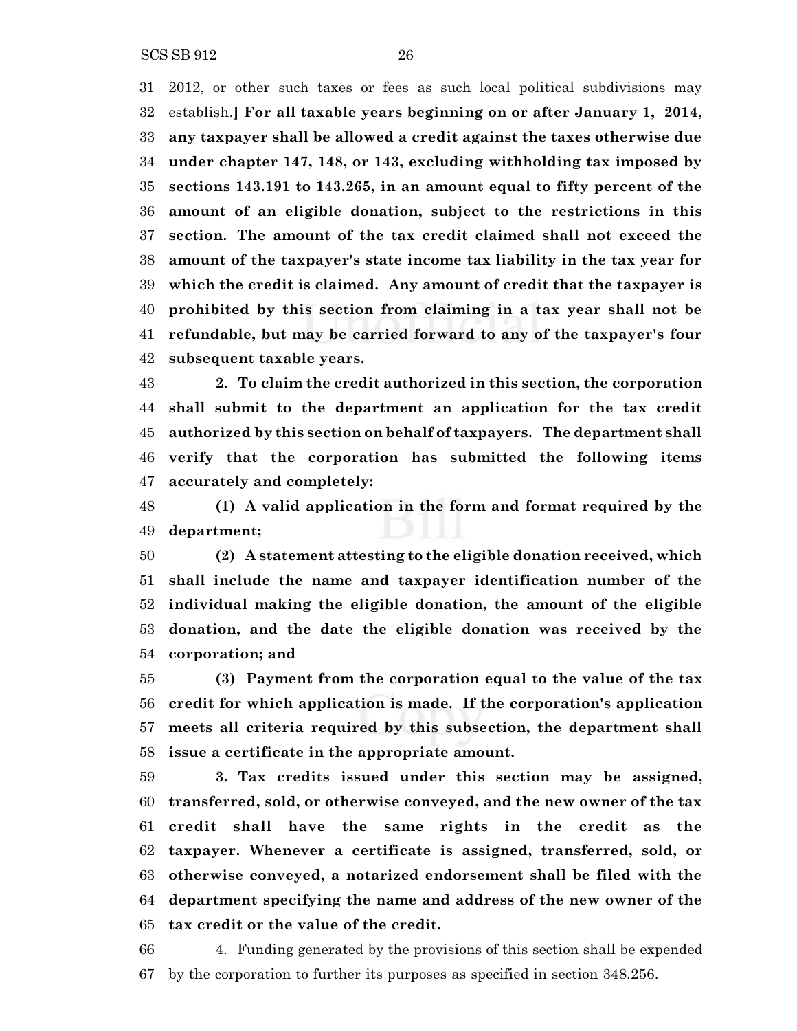2012, or other such taxes or fees as such local political subdivisions may establish.**] For all taxable years beginning on or after January 1, 2014, any taxpayer shall be allowed a credit against the taxes otherwise due under chapter 147, 148, or 143, excluding withholding tax imposed by sections 143.191 to 143.265, in an amount equal to fifty percent of the amount of an eligible donation, subject to the restrictions in this section. The amount of the tax credit claimed shall not exceed the amount of the taxpayer's state income tax liability in the tax year for which the credit is claimed. Any amount of credit that the taxpayer is prohibited by this section from claiming in a tax year shall not be refundable, but may be carried forward to any of the taxpayer's four subsequent taxable years.**

**2. To claim the credit authorized in this section, the corporation shall submit to the department an application for the tax credit authorized by this section on behalf of taxpayers. The department shall verify that the corporation has submitted the following items accurately and completely:**

**(1) A valid application in the form and format required by the department;**

**(2) A statement attesting to the eligible donation received, which shall include the name and taxpayer identification number of the individual making the eligible donation, the amount of the eligible donation, and the date the eligible donation was received by the corporation; and**

**(3) Payment from the corporation equal to the value of the tax credit for which application is made. If the corporation's application meets all criteria required by this subsection, the department shall issue a certificate in the appropriate amount.**

**3. Tax credits issued under this section may be assigned, transferred, sold, or otherwise conveyed, and the new owner of the tax credit shall have the same rights in the credit as the taxpayer. Whenever a certificate is assigned, transferred, sold, or otherwise conveyed, a notarized endorsement shall be filed with the department specifying the name and address of the new owner of the tax credit or the value of the credit.**

4. Funding generated by the provisions of this section shall be expended by the corporation to further its purposes as specified in section 348.256.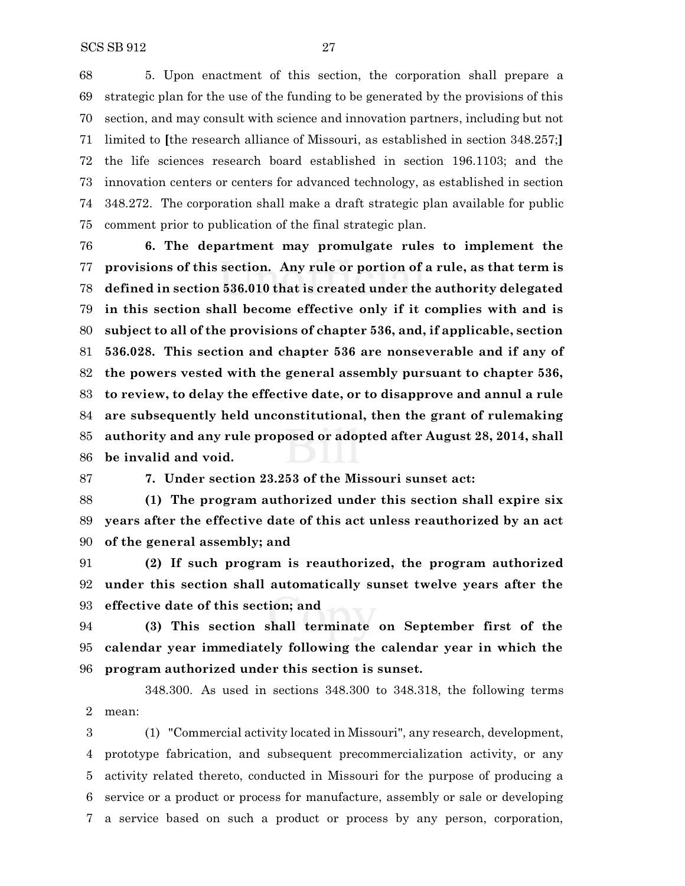5. Upon enactment of this section, the corporation shall prepare a strategic plan for the use of the funding to be generated by the provisions of this section, and may consult with science and innovation partners, including but not limited to [the research alliance of Missouri, as established in section 348.257;] the life sciences research board established in section 196.1103; and the innovation centers or centers for advanced technology, as established in section 348.272. The corporation shall make a draft strategic plan available for public comment prior to publication of the final strategic plan.

**6. The department may promulgate rules to implement the provisions of this section. Any rule or portion of a rule, as that term is defined in section 536.010 that is created under the authority delegated in this section shall become effective only if it complies with and is subject to all of the provisions of chapter 536, and, if applicable, section 536.028. This section and chapter 536 are nonseverable and if any of the powers vested with the general assembly pursuant to chapter 536, to review, to delay the effective date, or to disapprove and annul a rule are subsequently held unconstitutional, then the grant of rulemaking authority and any rule proposed or adopted after August 28, 2014, shall be invalid and void.**

**7. Under section 23.253 of the Missouri sunset act:**

**(1) The program authorized under this section shall expire six years after the effective date of this act unless reauthorized by an act of the general assembly; and**

**(2) If such program is reauthorized, the program authorized under this section shall automatically sunset twelve years after the effective date of this section; and**

**(3) This section shall terminate on September first of the calendar year immediately following the calendar year in which the program authorized under this section is sunset.**

348.300. As used in sections 348.300 to 348.318, the following terms mean:

(1) "Commercial activity located in Missouri", any research, development, prototype fabrication, and subsequent precommercialization activity, or any activity related thereto, conducted in Missouri for the purpose of producing a service or a product or process for manufacture, assembly or sale or developing a service based on such a product or process by any person, corporation,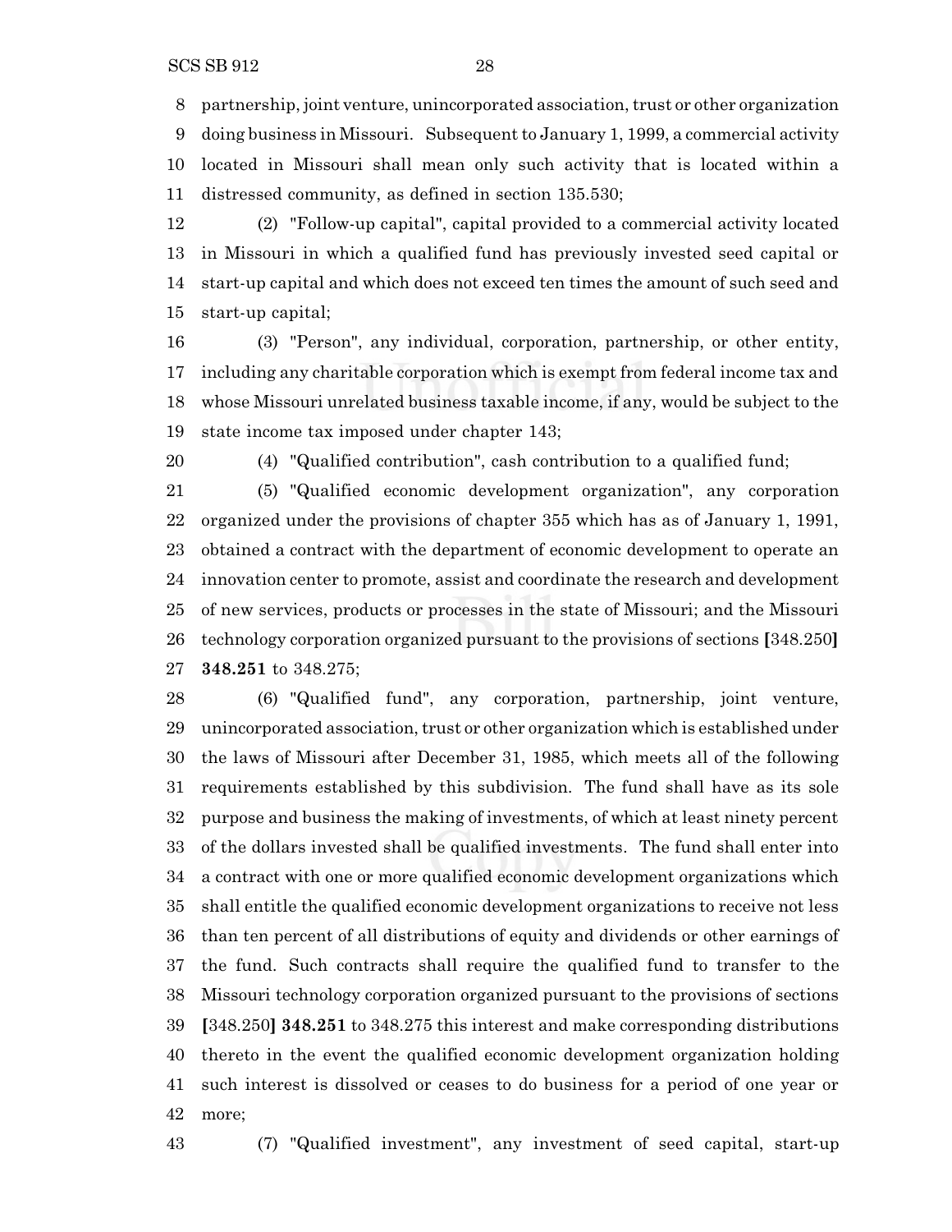partnership, joint venture, unincorporated association, trust or other organization doing business in Missouri. Subsequent to January 1, 1999, a commercial activity located in Missouri shall mean only such activity that is located within a distressed community, as defined in section 135.530;

(2) "Follow-up capital", capital provided to a commercial activity located in Missouri in which a qualified fund has previously invested seed capital or start-up capital and which does not exceed ten times the amount of such seed and start-up capital;

(3) "Person", any individual, corporation, partnership, or other entity, including any charitable corporation which is exempt from federal income tax and whose Missouri unrelated business taxable income, if any, would be subject to the state income tax imposed under chapter 143;

(4) "Qualified contribution", cash contribution to a qualified fund;

(5) "Qualified economic development organization", any corporation organized under the provisions of chapter 355 which has as of January 1, 1991, obtained a contract with the department of economic development to operate an innovation center to promote, assist and coordinate the research and development of new services, products or processes in the state of Missouri; and the Missouri technology corporation organized pursuant to the provisions of sections **[**348.250**]** **348.251** to 348.275;

(6) "Qualified fund", any corporation, partnership, joint venture, unincorporated association, trust or other organization which is established under the laws of Missouri after December 31, 1985, which meets all of the following requirements established by this subdivision. The fund shall have as its sole purpose and business the making of investments, of which at least ninety percent of the dollars invested shall be qualified investments. The fund shall enter into a contract with one or more qualified economic development organizations which shall entitle the qualified economic development organizations to receive not less than ten percent of all distributions of equity and dividends or other earnings of the fund. Such contracts shall require the qualified fund to transfer to the Missouri technology corporation organized pursuant to the provisions of sections **[**348.250**]** **348.251** to 348.275 this interest and make corresponding distributions thereto in the event the qualified economic development organization holding such interest is dissolved or ceases to do business for a period of one year or more;

(7) "Qualified investment", any investment of seed capital, start-up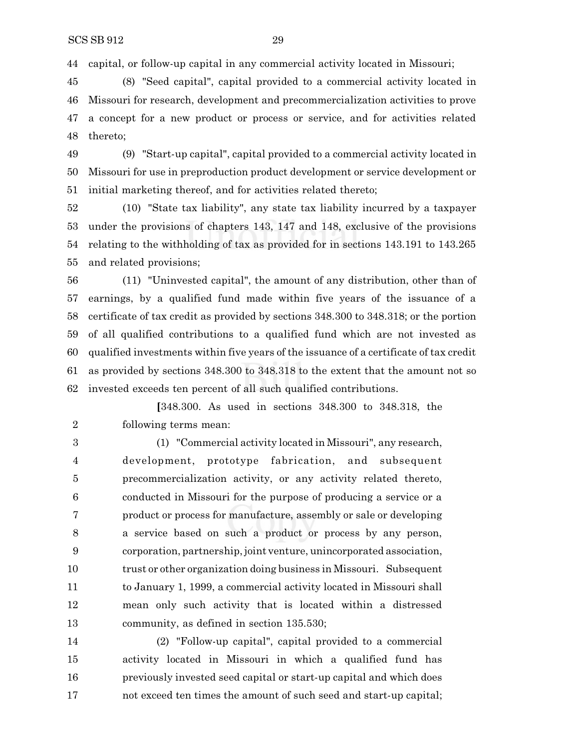capital, or follow-up capital in any commercial activity located in Missouri;

(8) "Seed capital", capital provided to a commercial activity located in Missouri for research, development and precommercialization activities to prove a concept for a new product or process or service, and for activities related thereto;

(9) "Start-up capital", capital provided to a commercial activity located in Missouri for use in preproduction product development or service development or initial marketing thereof, and for activities related thereto;

(10) "State tax liability", any state tax liability incurred by a taxpayer under the provisions of chapters 143, 147 and 148, exclusive of the provisions relating to the withholding of tax as provided for in sections 143.191 to 143.265 and related provisions;

(11) "Uninvested capital", the amount of any distribution, other than of earnings, by a qualified fund made within five years of the issuance of a certificate of tax credit as provided by sections 348.300 to 348.318; or the portion of all qualified contributions to a qualified fund which are not invested as qualified investments within five years of the issuance of a certificate of tax credit as provided by sections 348.300 to 348.318 to the extent that the amount not so invested exceeds ten percent of all such qualified contributions.

[348.300. As used in sections 348.300 to 348.318, the following terms mean:

(1) "Commercial activity located in Missouri", any research, development, prototype fabrication, and subsequent precommercialization activity, or any activity related thereto, conducted in Missouri for the purpose of producing a service or a product or process for manufacture, assembly or sale or developing a service based on such a product or process by any person, corporation, partnership, joint venture, unincorporated association, trust or other organization doing business in Missouri. Subsequent to January 1, 1999, a commercial activity located in Missouri shall mean only such activity that is located within a distressed community, as defined in section 135.530;

(2) "Follow-up capital", capital provided to a commercial activity located in Missouri in which a qualified fund has previously invested seed capital or start-up capital and which does not exceed ten times the amount of such seed and start-up capital;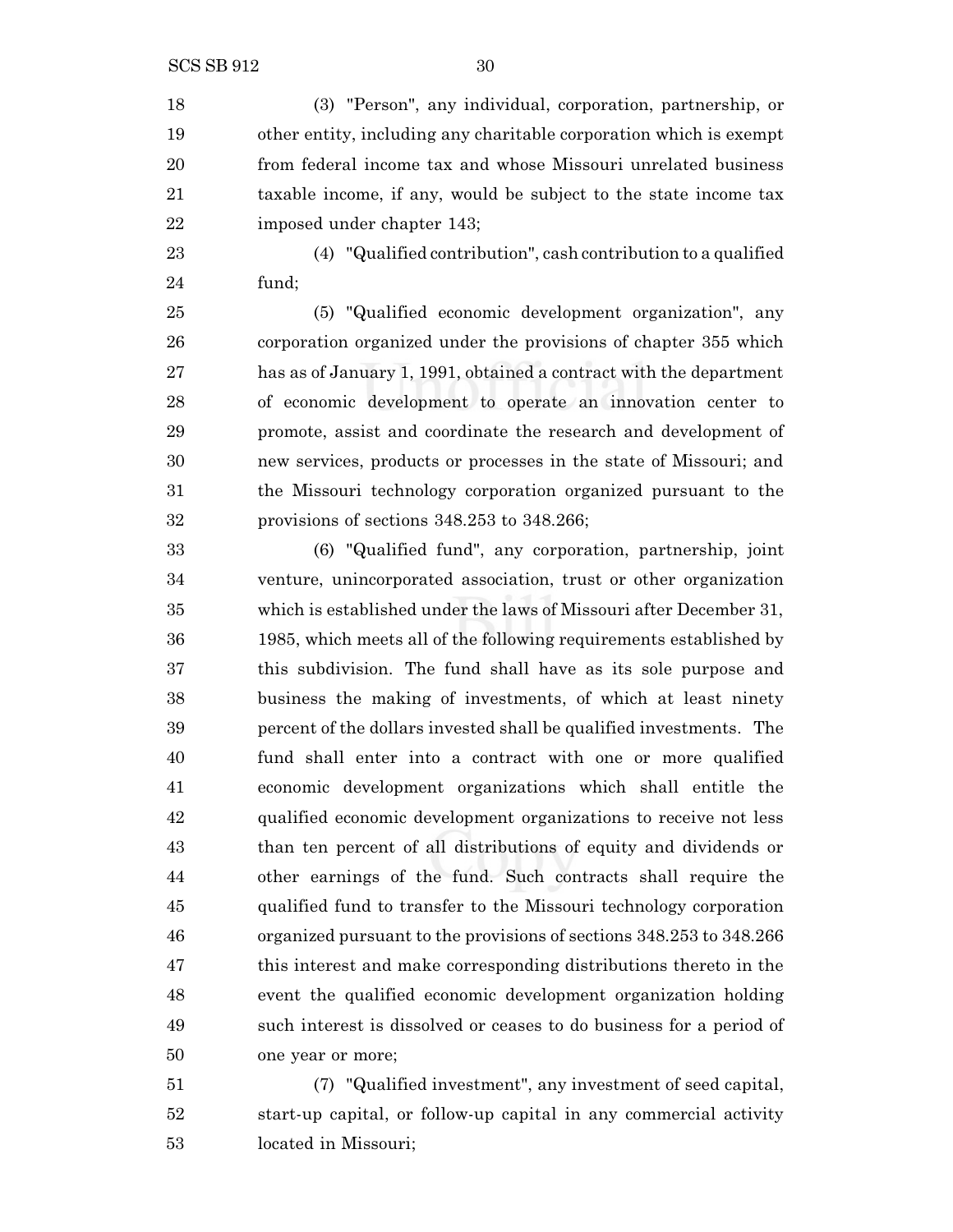(3) "Person", any individual, corporation, partnership, or other entity, including any charitable corporation which is exempt from federal income tax and whose Missouri unrelated business taxable income, if any, would be subject to the state income tax imposed under chapter 143;

(4) "Qualified contribution", cash contribution to a qualified fund;

(5) "Qualified economic development organization", any corporation organized under the provisions of chapter 355 which has as of January 1, 1991, obtained a contract with the department of economic development to operate an innovation center to promote, assist and coordinate the research and development of new services, products or processes in the state of Missouri; and the Missouri technology corporation organized pursuant to the provisions of sections 348.253 to 348.266;

(6) "Qualified fund", any corporation, partnership, joint venture, unincorporated association, trust or other organization which is established under the laws of Missouri after December 31, 1985, which meets all of the following requirements established by this subdivision. The fund shall have as its sole purpose and business the making of investments, of which at least ninety percent of the dollars invested shall be qualified investments. The fund shall enter into a contract with one or more qualified economic development organizations which shall entitle the qualified economic development organizations to receive not less than ten percent of all distributions of equity and dividends or other earnings of the fund. Such contracts shall require the qualified fund to transfer to the Missouri technology corporation organized pursuant to the provisions of sections 348.253 to 348.266 this interest and make corresponding distributions thereto in the event the qualified economic development organization holding such interest is dissolved or ceases to do business for a period of one year or more;

(7) "Qualified investment", any investment of seed capital, start-up capital, or follow-up capital in any commercial activity located in Missouri;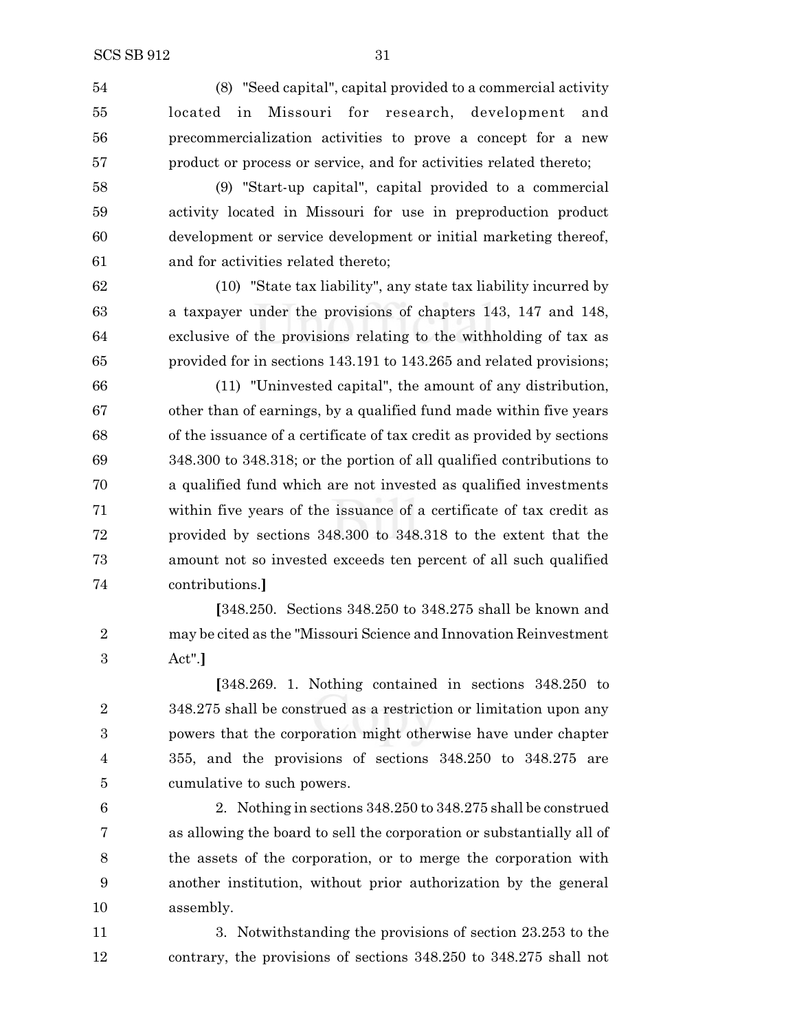(8) "Seed capital", capital provided to a commercial activity located in Missouri for research, development and precommercialization activities to prove a concept for a new product or process or service, and for activities related thereto;

(9) "Start-up capital", capital provided to a commercial activity located in Missouri for use in preproduction product development or service development or initial marketing thereof, and for activities related thereto;

(10) "State tax liability", any state tax liability incurred by a taxpayer under the provisions of chapters 143, 147 and 148, exclusive of the provisions relating to the withholding of tax as provided for in sections 143.191 to 143.265 and related provisions;

(11) "Uninvested capital", the amount of any distribution, other than of earnings, by a qualified fund made within five years of the issuance of a certificate of tax credit as provided by sections 348.300 to 348.318; or the portion of all qualified contributions to a qualified fund which are not invested as qualified investments within five years of the issuance of a certificate of tax credit as provided by sections 348.300 to 348.318 to the extent that the amount not so invested exceeds ten percent of all such qualified contributions.**]**

**[**348.250. Sections 348.250 to 348.275 shall be known and may be cited as the "Missouri Science and Innovation Reinvestment Act".**]**

**[**348.269. 1. Nothing contained in sections 348.250 to 348.275 shall be construed as a restriction or limitation upon any powers that the corporation might otherwise have under chapter 355, and the provisions of sections 348.250 to 348.275 are cumulative to such powers.

2. Nothing in sections 348.250 to 348.275 shall be construed as allowing the board to sell the corporation or substantially all of the assets of the corporation, or to merge the corporation with another institution, without prior authorization by the general assembly.

3. Notwithstanding the provisions of section 23.253 to the contrary, the provisions of sections 348.250 to 348.275 shall not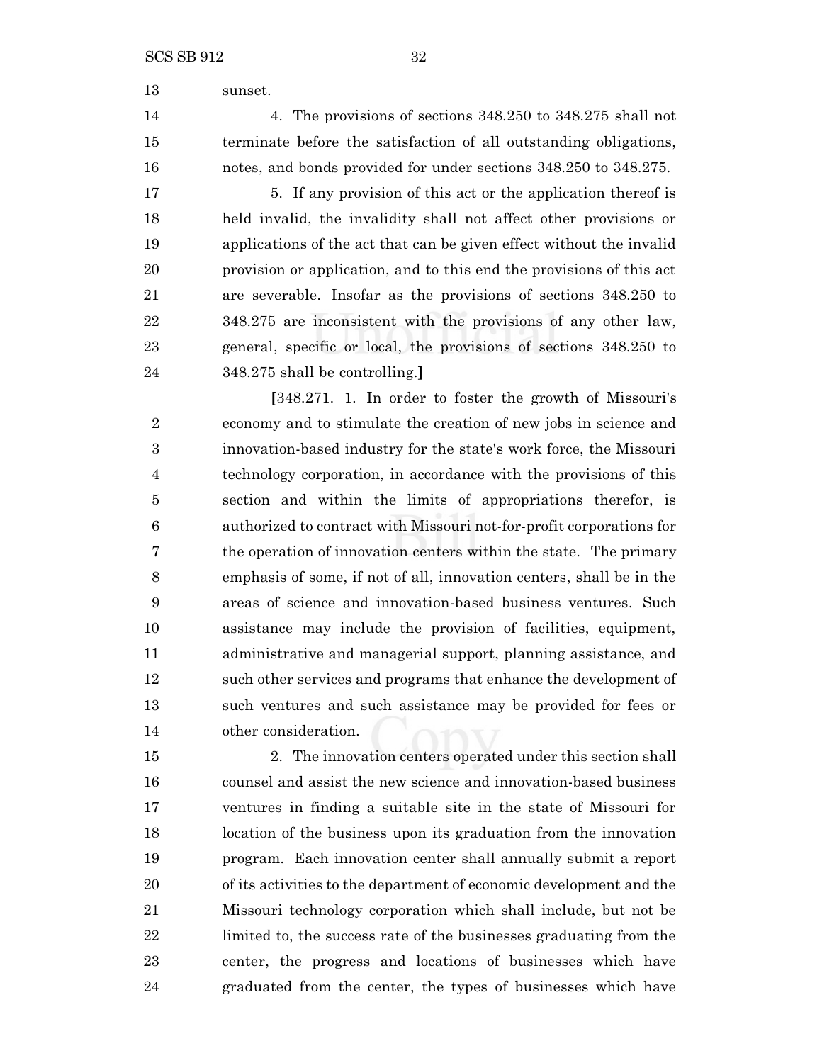sunset.

4. The provisions of sections 348.250 to 348.275 shall not terminate before the satisfaction of all outstanding obligations, notes, and bonds provided for under sections 348.250 to 348.275.

5. If any provision of this act or the application thereof is held invalid, the invalidity shall not affect other provisions or applications of the act that can be given effect without the invalid provision or application, and to this end the provisions of this act are severable. Insofar as the provisions of sections 348.250 to 348.275 are inconsistent with the provisions of any other law, general, specific or local, the provisions of sections 348.250 to 348.275 shall be controlling.]

[348.271. 1. In order to foster the growth of Missouri's economy and to stimulate the creation of new jobs in science and innovation-based industry for the state's work force, the Missouri technology corporation, in accordance with the provisions of this section and within the limits of appropriations therefor, is authorized to contract with Missouri not-for-profit corporations for the operation of innovation centers within the state. The primary emphasis of some, if not of all, innovation centers, shall be in the areas of science and innovation-based business ventures. Such assistance may include the provision of facilities, equipment, administrative and managerial support, planning assistance, and such other services and programs that enhance the development of such ventures and such assistance may be provided for fees or other consideration.

2. The innovation centers operated under this section shall counsel and assist the new science and innovation-based business ventures in finding a suitable site in the state of Missouri for location of the business upon its graduation from the innovation program. Each innovation center shall annually submit a report of its activities to the department of economic development and the Missouri technology corporation which shall include, but not be limited to, the success rate of the businesses graduating from the center, the progress and locations of businesses which have graduated from the center, the types of businesses which have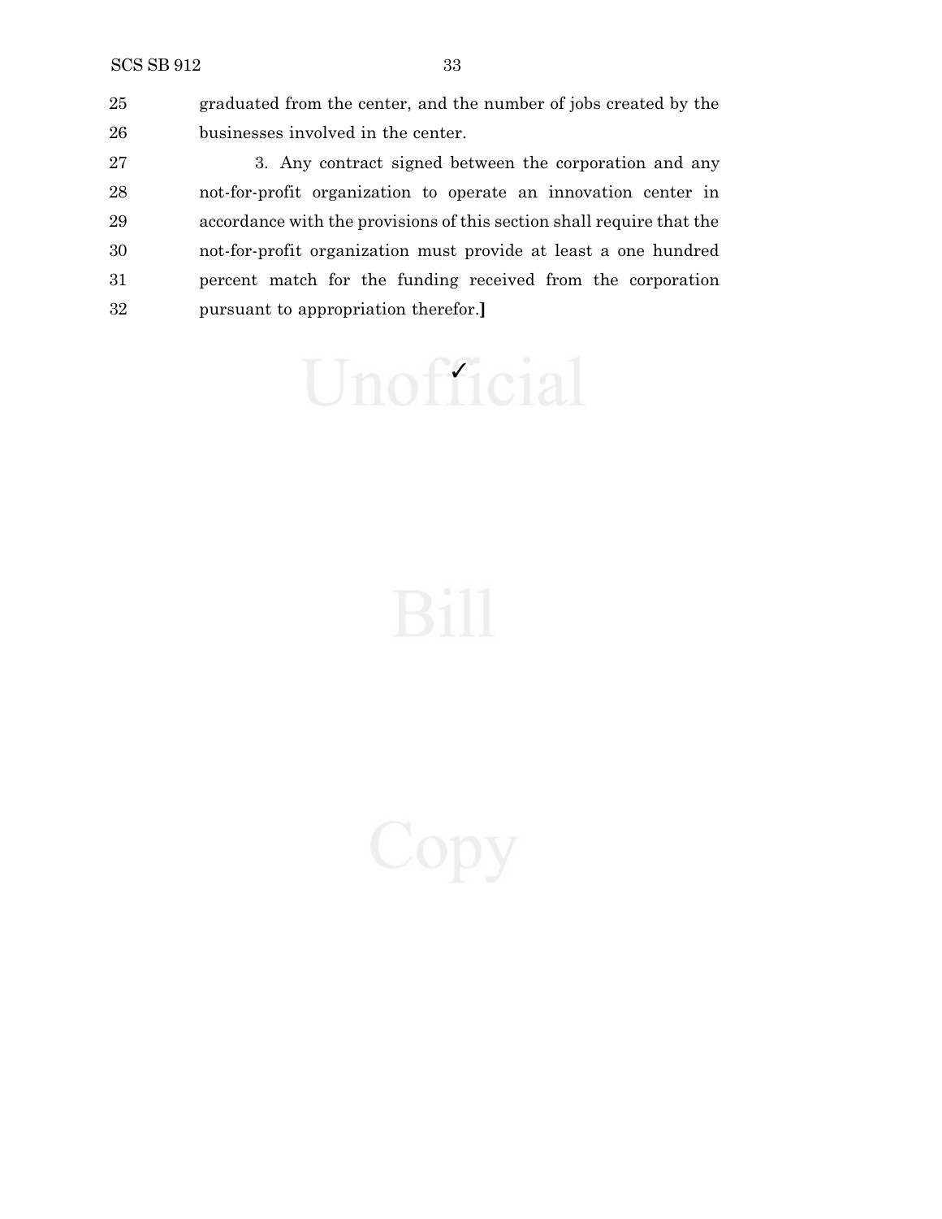graduated from the center, and the number of jobs created by the businesses involved in the center.

3. Any contract signed between the corporation and any not-for-profit organization to operate an innovation center in accordance with the provisions of this section shall require that the not-for-profit organization must provide at least a one hundred percent match for the funding received from the corporation pursuant to appropriation therefor.**]**

✓